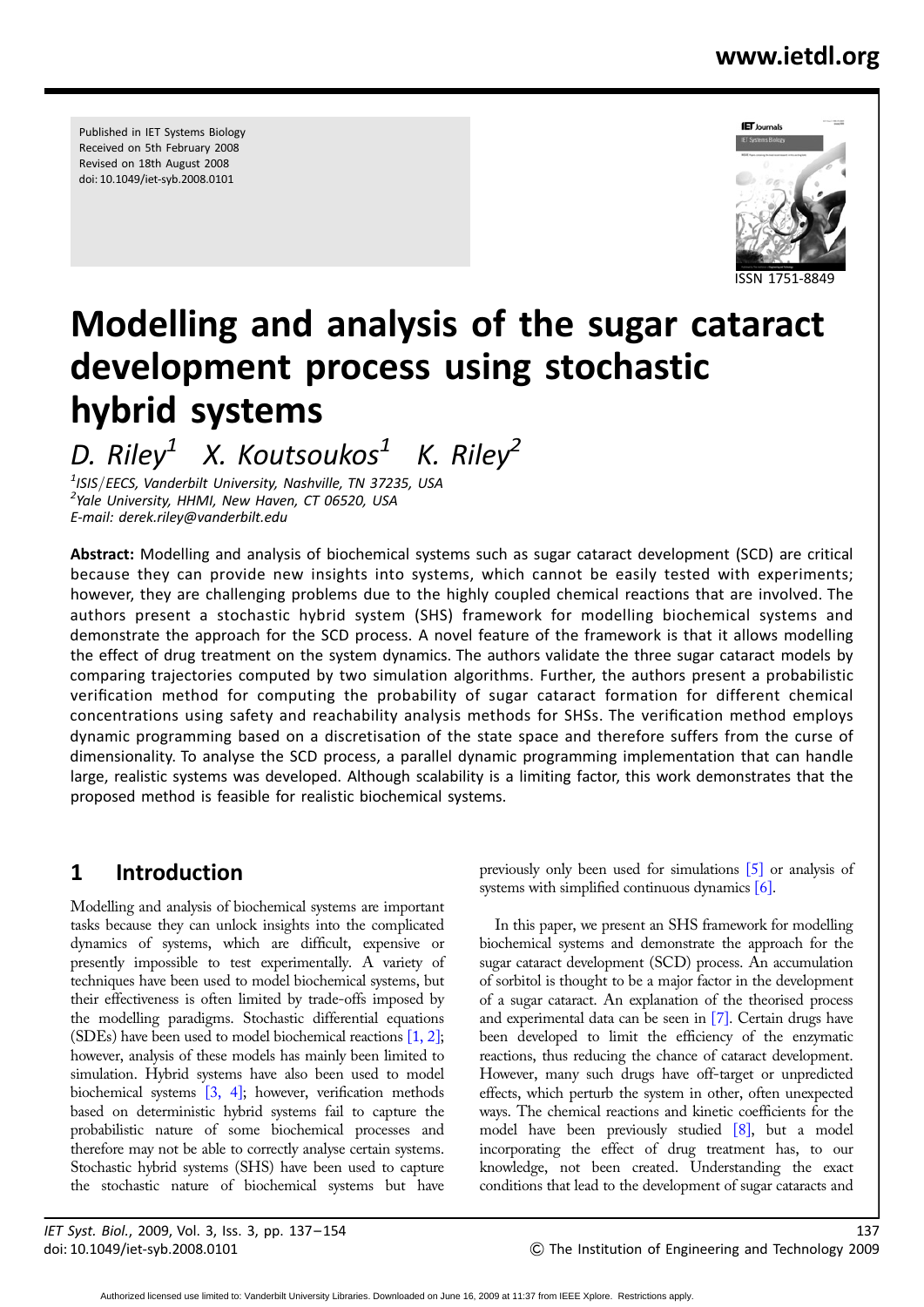Published in IET Systems Biology
Received on 5th February 2008
Revised on 18th August 2008
doi: 10.1049/iet-syb.2008.0101

ISSN 1751-8849

# Modelling and analysis of the sugar cataract development process using stochastic hybrid systems

*D. Riley[1] X. Koutsoukos[1] K. Riley[2]*

[1]*ISIS/EECS, Vanderbilt University, Nashville, TN 37235, USA*
[2]*Yale University, HHMI, New Haven, CT 06520, USA*
*E-mail: derek.riley@vanderbilt.edu*

**Abstract:** Modelling and analysis of biochemical systems such as sugar cataract development (SCD) are critical because they can provide new insights into systems, which cannot be easily tested with experiments; however, they are challenging problems due to the highly coupled chemical reactions that are involved. The authors present a stochastic hybrid system (SHS) framework for modelling biochemical systems and demonstrate the approach for the SCD process. A novel feature of the framework is that it allows modelling the effect of drug treatment on the system dynamics. The authors validate the three sugar cataract models by comparing trajectories computed by two simulation algorithms. Further, the authors present a probabilistic verification method for computing the probability of sugar cataract formation for different chemical concentrations using safety and reachability analysis methods for SHSs. The verification method employs dynamic programming based on a discretisation of the state space and therefore suffers from the curse of dimensionality. To analyse the SCD process, a parallel dynamic programming implementation that can handle large, realistic systems was developed. Although scalability is a limiting factor, this work demonstrates that the proposed method is feasible for realistic biochemical systems.

## 1 Introduction

Modelling and analysis of biochemical systems are important tasks because they can unlock insights into the complicated dynamics of systems, which are difficult, expensive or presently impossible to test experimentally. A variety of techniques have been used to model biochemical systems, but their effectiveness is often limited by trade-offs imposed by the modelling paradigms. Stochastic differential equations (SDEs) have been used to model biochemical reactions [1, 2]; however, analysis of these models has mainly been limited to simulation. Hybrid systems have also been used to model biochemical systems [3, 4]; however, verification methods based on deterministic hybrid systems fail to capture the probabilistic nature of some biochemical processes and therefore may not be able to correctly analyse certain systems. Stochastic hybrid systems (SHS) have been used to capture the stochastic nature of biochemical systems but have previously only been used for simulations [5] or analysis of systems with simplified continuous dynamics [6].

In this paper, we present an SHS framework for modelling biochemical systems and demonstrate the approach for the sugar cataract development (SCD) process. An accumulation of sorbitol is thought to be a major factor in the development of a sugar cataract. An explanation of the theorised process and experimental data can be seen in [7]. Certain drugs have been developed to limit the efficiency of the enzymatic reactions, thus reducing the chance of cataract development. However, many such drugs have off-target or unpredicted effects, which perturb the system in other, often unexpected ways. The chemical reactions and kinetic coefficients for the model have been previously studied [8], but a model incorporating the effect of drug treatment has, to our knowledge, not been created. Understanding the exact conditions that lead to the development of sugar cataracts and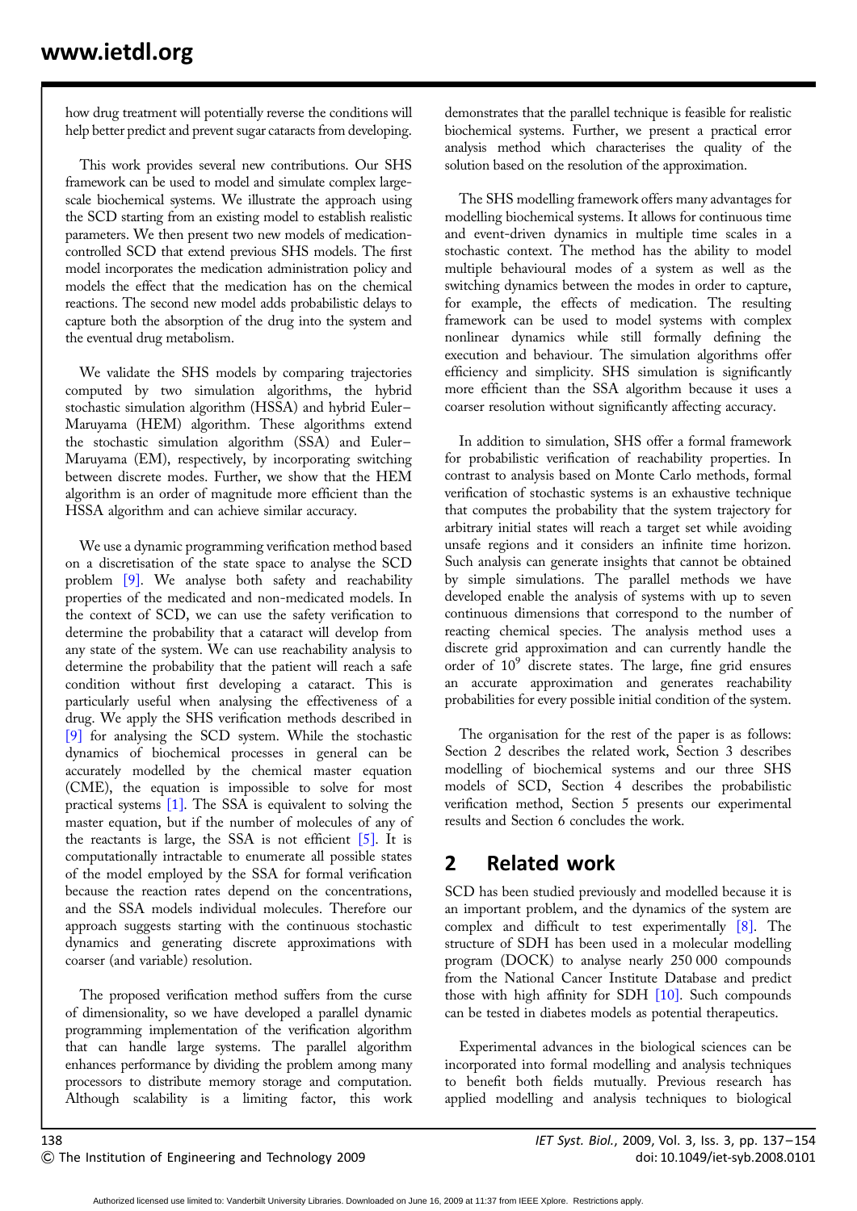how drug treatment will potentially reverse the conditions will help better predict and prevent sugar cataracts from developing.

This work provides several new contributions. Our SHS framework can be used to model and simulate complex large-scale biochemical systems. We illustrate the approach using the SCD starting from an existing model to establish realistic parameters. We then present two new models of medication-controlled SCD that extend previous SHS models. The first model incorporates the medication administration policy and models the effect that the medication has on the chemical reactions. The second new model adds probabilistic delays to capture both the absorption of the drug into the system and the eventual drug metabolism.

We validate the SHS models by comparing trajectories computed by two simulation algorithms, the hybrid stochastic simulation algorithm (HSSA) and hybrid Euler–Maruyama (HEM) algorithm. These algorithms extend the stochastic simulation algorithm (SSA) and Euler–Maruyama (EM), respectively, by incorporating switching between discrete modes. Further, we show that the HEM algorithm is an order of magnitude more efficient than the HSSA algorithm and can achieve similar accuracy.

We use a dynamic programming verification method based on a discretisation of the state space to analyse the SCD problem [9]. We analyse both safety and reachability properties of the medicated and non-medicated models. In the context of SCD, we can use the safety verification to determine the probability that a cataract will develop from any state of the system. We can use reachability analysis to determine the probability that the patient will reach a safe condition without first developing a cataract. This is particularly useful when analysing the effectiveness of a drug. We apply the SHS verification methods described in [9] for analysing the SCD system. While the stochastic dynamics of biochemical processes in general can be accurately modelled by the chemical master equation (CME), the equation is impossible to solve for most practical systems [1]. The SSA is equivalent to solving the master equation, but if the number of molecules of any of the reactants is large, the SSA is not efficient [5]. It is computationally intractable to enumerate all possible states of the model employed by the SSA for formal verification because the reaction rates depend on the concentrations, and the SSA models individual molecules. Therefore our approach suggests starting with the continuous stochastic dynamics and generating discrete approximations with coarser (and variable) resolution.

The proposed verification method suffers from the curse of dimensionality, so we have developed a parallel dynamic programming implementation of the verification algorithm that can handle large systems. The parallel algorithm enhances performance by dividing the problem among many processors to distribute memory storage and computation. Although scalability is a limiting factor, this work demonstrates that the parallel technique is feasible for realistic biochemical systems. Further, we present a practical error analysis method which characterises the quality of the solution based on the resolution of the approximation.

The SHS modelling framework offers many advantages for modelling biochemical systems. It allows for continuous time and event-driven dynamics in multiple time scales in a stochastic context. The method has the ability to model multiple behavioural modes of a system as well as the switching dynamics between the modes in order to capture, for example, the effects of medication. The resulting framework can be used to model systems with complex nonlinear dynamics while still formally defining the execution and behaviour. The simulation algorithms offer efficiency and simplicity. SHS simulation is significantly more efficient than the SSA algorithm because it uses a coarser resolution without significantly affecting accuracy.

In addition to simulation, SHS offer a formal framework for probabilistic verification of reachability properties. In contrast to analysis based on Monte Carlo methods, formal verification of stochastic systems is an exhaustive technique that computes the probability that the system trajectory for arbitrary initial states will reach a target set while avoiding unsafe regions and it considers an infinite time horizon. Such analysis can generate insights that cannot be obtained by simple simulations. The parallel methods we have developed enable the analysis of systems with up to seven continuous dimensions that correspond to the number of reacting chemical species. The analysis method uses a discrete grid approximation and can currently handle the order of $10^9$ discrete states. The large, fine grid ensures an accurate approximation and generates reachability probabilities for every possible initial condition of the system.

The organisation for the rest of the paper is as follows: Section 2 describes the related work, Section 3 describes modelling of biochemical systems and our three SHS models of SCD, Section 4 describes the probabilistic verification method, Section 5 presents our experimental results and Section 6 concludes the work.

## 2 Related work

SCD has been studied previously and modelled because it is an important problem, and the dynamics of the system are complex and difficult to test experimentally [8]. The structure of SDH has been used in a molecular modelling program (DOCK) to analyse nearly 250 000 compounds from the National Cancer Institute Database and predict those with high affinity for SDH [10]. Such compounds can be tested in diabetes models as potential therapeutics.

Experimental advances in the biological sciences can be incorporated into formal modelling and analysis techniques to benefit both fields mutually. Previous research has applied modelling and analysis techniques to biological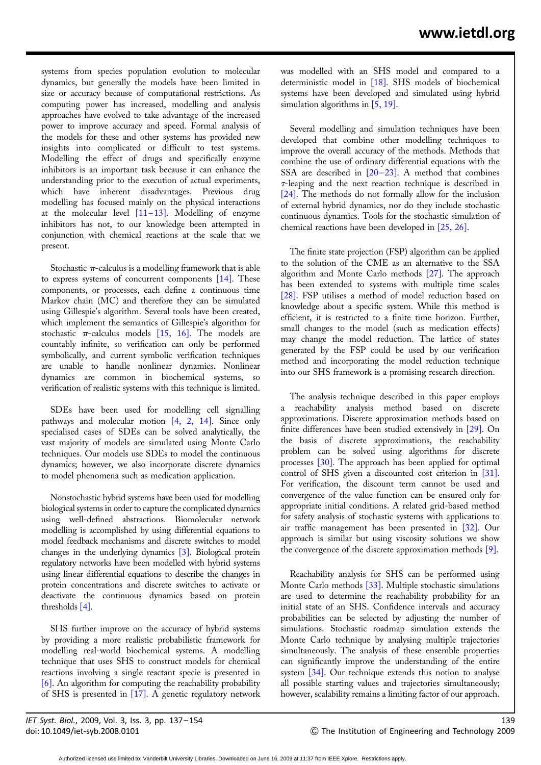systems from species population evolution to molecular dynamics, but generally the models have been limited in size or accuracy because of computational restrictions. As computing power has increased, modelling and analysis approaches have evolved to take advantage of the increased power to improve accuracy and speed. Formal analysis of the models for these and other systems has provided new insights into complicated or difficult to test systems. Modelling the effect of drugs and specifically enzyme inhibitors is an important task because it can enhance the understanding prior to the execution of actual experiments, which have inherent disadvantages. Previous drug modelling has focused mainly on the physical interactions at the molecular level [11–13]. Modelling of enzyme inhibitors has not, to our knowledge been attempted in conjunction with chemical reactions at the scale that we present.

Stochastic $\pi$-calculus is a modelling framework that is able to express systems of concurrent components [14]. These components, or processes, each define a continuous time Markov chain (MC) and therefore they can be simulated using Gillespie's algorithm. Several tools have been created, which implement the semantics of Gillespie's algorithm for stochastic $\pi$-calculus models [15, 16]. The models are countably infinite, so verification can only be performed symbolically, and current symbolic verification techniques are unable to handle nonlinear dynamics. Nonlinear dynamics are common in biochemical systems, so verification of realistic systems with this technique is limited.

SDEs have been used for modelling cell signalling pathways and molecular motion [4, 2, 14]. Since only specialised cases of SDEs can be solved analytically, the vast majority of models are simulated using Monte Carlo techniques. Our models use SDEs to model the continuous dynamics; however, we also incorporate discrete dynamics to model phenomena such as medication application.

Nonstochastic hybrid systems have been used for modelling biological systems in order to capture the complicated dynamics using well-defined abstractions. Biomolecular network modelling is accomplished by using differential equations to model feedback mechanisms and discrete switches to model changes in the underlying dynamics [3]. Biological protein regulatory networks have been modelled with hybrid systems using linear differential equations to describe the changes in protein concentrations and discrete switches to activate or deactivate the continuous dynamics based on protein thresholds [4].

SHS further improve on the accuracy of hybrid systems by providing a more realistic probabilistic framework for modelling real-world biochemical systems. A modelling technique that uses SHS to construct models for chemical reactions involving a single reactant specie is presented in [6]. An algorithm for computing the reachability probability of SHS is presented in [17]. A genetic regulatory network was modelled with an SHS model and compared to a deterministic model in [18]. SHS models of biochemical systems have been developed and simulated using hybrid simulation algorithms in [5, 19].

Several modelling and simulation techniques have been developed that combine other modelling techniques to improve the overall accuracy of the methods. Methods that combine the use of ordinary differential equations with the SSA are described in [20–23]. A method that combines $\tau$-leaping and the next reaction technique is described in [24]. The methods do not formally allow for the inclusion of external hybrid dynamics, nor do they include stochastic continuous dynamics. Tools for the stochastic simulation of chemical reactions have been developed in [25, 26].

The finite state projection (FSP) algorithm can be applied to the solution of the CME as an alternative to the SSA algorithm and Monte Carlo methods [27]. The approach has been extended to systems with multiple time scales [28]. FSP utilises a method of model reduction based on knowledge about a specific system. While this method is efficient, it is restricted to a finite time horizon. Further, small changes to the model (such as medication effects) may change the model reduction. The lattice of states generated by the FSP could be used by our verification method and incorporating the model reduction technique into our SHS framework is a promising research direction.

The analysis technique described in this paper employs a reachability analysis method based on discrete approximations. Discrete approximation methods based on finite differences have been studied extensively in [29]. On the basis of discrete approximations, the reachability problem can be solved using algorithms for discrete processes [30]. The approach has been applied for optimal control of SHS given a discounted cost criterion in [31]. For verification, the discount term cannot be used and convergence of the value function can be ensured only for appropriate initial conditions. A related grid-based method for safety analysis of stochastic systems with applications to air traffic management has been presented in [32]. Our approach is similar but using viscosity solutions we show the convergence of the discrete approximation methods [9].

Reachability analysis for SHS can be performed using Monte Carlo methods [33]. Multiple stochastic simulations are used to determine the reachability probability for an initial state of an SHS. Confidence intervals and accuracy probabilities can be selected by adjusting the number of simulations. Stochastic roadmap simulation extends the Monte Carlo technique by analysing multiple trajectories simultaneously. The analysis of these ensemble properties can significantly improve the understanding of the entire system [34]. Our technique extends this notion to analyse all possible starting values and trajectories simultaneously; however, scalability remains a limiting factor of our approach.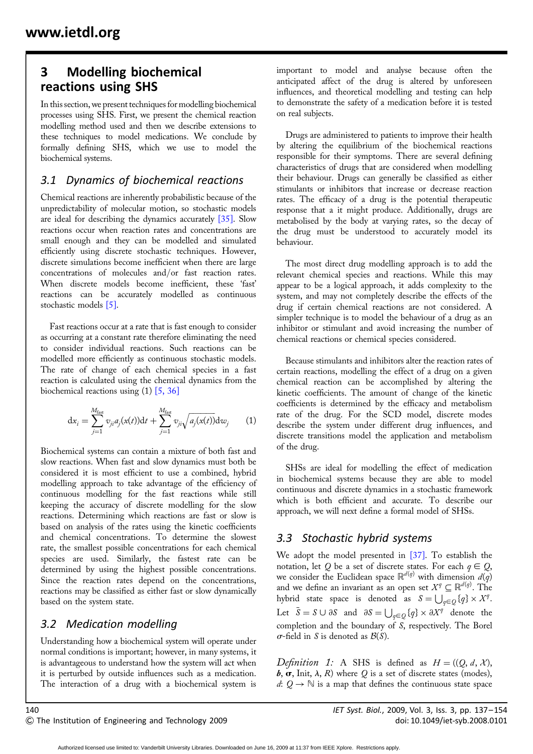## 3 Modelling biochemical reactions using SHS

In this section, we present techniques for modelling biochemical processes using SHS. First, we present the chemical reaction modelling method used and then we describe extensions to these techniques to model medications. We conclude by formally defining SHS, which we use to model the biochemical systems.

### 3.1 Dynamics of biochemical reactions

Chemical reactions are inherently probabilistic because of the unpredictability of molecular motion, so stochastic models are ideal for describing the dynamics accurately [35]. Slow reactions occur when reaction rates and concentrations are small enough and they can be modelled and simulated efficiently using discrete stochastic techniques. However, discrete simulations become inefficient when there are large concentrations of molecules and/or fast reaction rates. When discrete models become inefficient, these 'fast' reactions can be accurately modelled as continuous stochastic models [5].

Fast reactions occur at a rate that is fast enough to consider as occurring at a constant rate therefore eliminating the need to consider individual reactions. Such reactions can be modelled more efficiently as continuous stochastic models. The rate of change of each chemical species in a fast reaction is calculated using the chemical dynamics from the biochemical reactions using (1) [5, 36]

$$\mathrm{d}x_i = \sum_{j=1}^{M_{\text{fast}}} v_{ji} a_j(x(t))\mathrm{d}t + \sum_{j=1}^{M_{\text{fast}}} v_{ji}\sqrt{a_j(x(t))}\mathrm{d}w_j \qquad (1)$$

Biochemical systems can contain a mixture of both fast and slow reactions. When fast and slow dynamics must both be considered it is most efficient to use a combined, hybrid modelling approach to take advantage of the efficiency of continuous modelling for the fast reactions while still keeping the accuracy of discrete modelling for the slow reactions. Determining which reactions are fast or slow is based on analysis of the rates using the kinetic coefficients and chemical concentrations. To determine the slowest rate, the smallest possible concentrations for each chemical species are used. Similarly, the fastest rate can be determined by using the highest possible concentrations. Since the reaction rates depend on the concentrations, reactions may be classified as either fast or slow dynamically based on the system state.

### 3.2 Medication modelling

Understanding how a biochemical system will operate under normal conditions is important; however, in many systems, it is advantageous to understand how the system will act when it is perturbed by outside influences such as a medication. The interaction of a drug with a biochemical system is important to model and analyse because often the anticipated affect of the drug is altered by unforeseen influences, and theoretical modelling and testing can help to demonstrate the safety of a medication before it is tested on real subjects.

Drugs are administered to patients to improve their health by altering the equilibrium of the biochemical reactions responsible for their symptoms. There are several defining characteristics of drugs that are considered when modelling their behaviour. Drugs can generally be classified as either stimulants or inhibitors that increase or decrease reaction rates. The efficacy of a drug is the potential therapeutic response that a it might produce. Additionally, drugs are metabolised by the body at varying rates, so the decay of the drug must be understood to accurately model its behaviour.

The most direct drug modelling approach is to add the relevant chemical species and reactions. While this may appear to be a logical approach, it adds complexity to the system, and may not completely describe the effects of the drug if certain chemical reactions are not considered. A simpler technique is to model the behaviour of a drug as an inhibitor or stimulant and avoid increasing the number of chemical reactions or chemical species considered.

Because stimulants and inhibitors alter the reaction rates of certain reactions, modelling the effect of a drug on a given chemical reaction can be accomplished by altering the kinetic coefficients. The amount of change of the kinetic coefficients is determined by the efficacy and metabolism rate of the drug. For the SCD model, discrete modes describe the system under different drug influences, and discrete transitions model the application and metabolism of the drug.

SHSs are ideal for modelling the effect of medication in biochemical systems because they are able to model continuous and discrete dynamics in a stochastic framework which is both efficient and accurate. To describe our approach, we will next define a formal model of SHSs.

### 3.3 Stochastic hybrid systems

We adopt the model presented in [37]. To establish the notation, let $Q$ be a set of discrete states. For each $q \in Q$, we consider the Euclidean space $\mathbb{R}^{d(q)}$ with dimension $d(q)$ and we define an invariant as an open set $X^q \subseteq \mathbb{R}^{d(q)}$. The hybrid state space is denoted as $S = \bigcup_{q\in Q}\{q\} \times X^q$. Let $\bar{S} = S \cup \partial S$ and $\partial S = \bigcup_{q\in Q}\{q\} \times \partial X^q$ denote the completion and the boundary of $S$, respectively. The Borel $\sigma$-field in $S$ is denoted as $\mathcal{B}(S)$.

*Definition 1:* A SHS is defined as $H = ((Q, d, \mathcal{X}), \boldsymbol{b}, \boldsymbol{\sigma}, \text{Init}, \lambda, R)$ where $Q$ is a set of discrete states (modes), $d$: $Q \to \mathbb{N}$ is a map that defines the continuous state space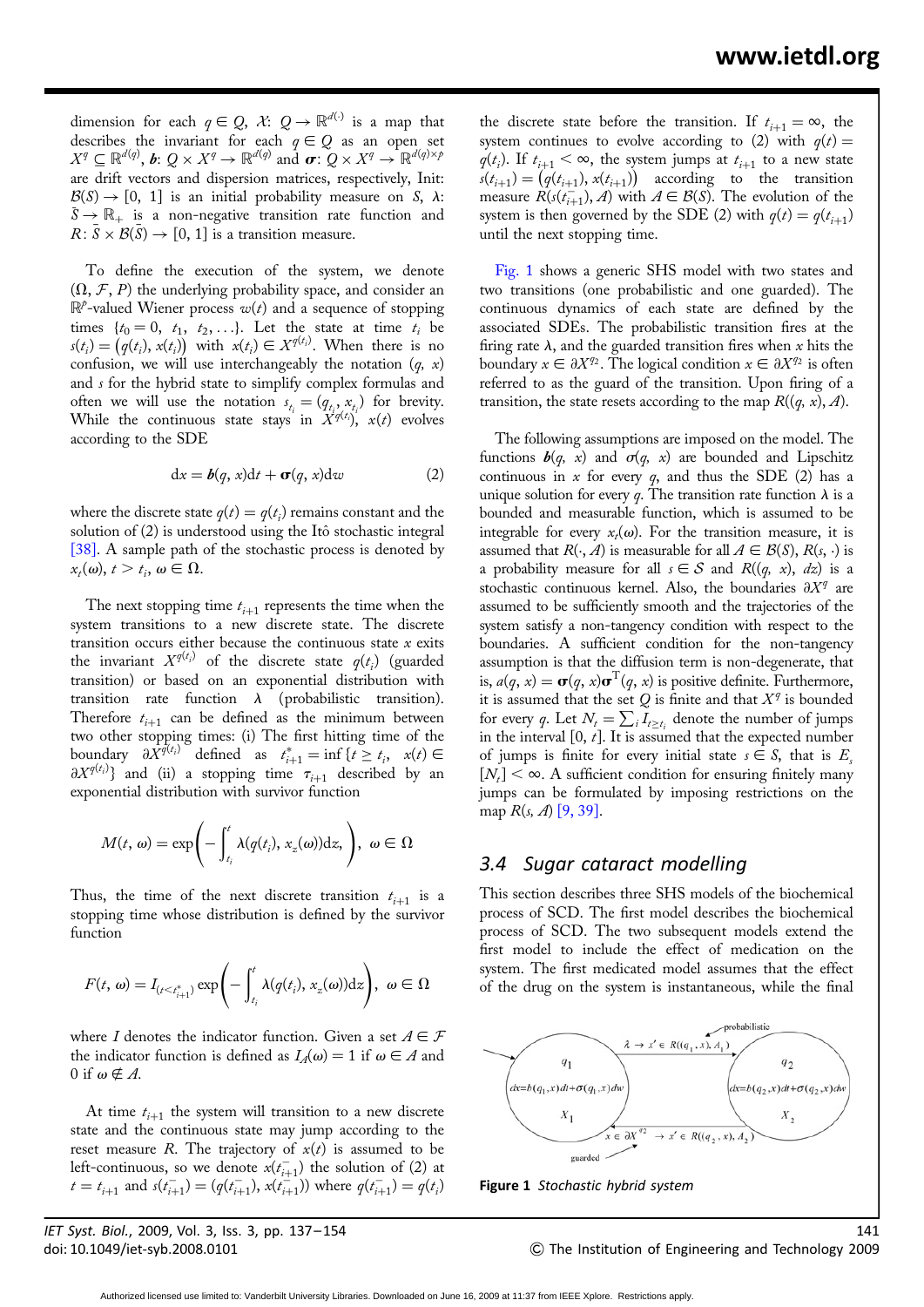dimension for each $q \in Q$, $\mathcal{X}$: $Q \to \mathbb{R}^{d(\cdot)}$ is a map that describes the invariant for each $q \in Q$ as an open set $X^q \subseteq \mathbb{R}^{d(q)}$, $\boldsymbol{b}$: $Q \times X^q \to \mathbb{R}^{d(q)}$ and $\boldsymbol{\sigma}$: $Q \times X^q \to \mathbb{R}^{d(q)\times p}$ are drift vectors and dispersion matrices, respectively, Init: $\mathcal{B}(S) \to [0, 1]$ is an initial probability measure on $S$, $\lambda$: $\bar{S} \to \mathbb{R}_+$ is a non-negative transition rate function and $R$: $\bar{S} \times \mathcal{B}(\bar{S}) \to [0, 1]$ is a transition measure.

To define the execution of the system, we denote $(\Omega, \mathcal{F}, P)$ the underlying probability space, and consider an $\mathbb{R}^p$-valued Wiener process $w(t)$ and a sequence of stopping times $\{t_0 = 0,\ t_1,\ t_2, \ldots\}$. Let the state at time $t_i$ be $s(t_i) = (q(t_i), x(t_i))$ with $x(t_i) \in X^{q(t_i)}$. When there is no confusion, we will use interchangeably the notation $(q, x)$ and $s$ for the hybrid state to simplify complex formulas and often we will use the notation $s_{t_i} = (q_{t_i}, x_{t_i})$ for brevity. While the continuous state stays in $X^{q(t_i)}$, $x(t)$ evolves according to the SDE

$$dx = \boldsymbol{b}(q, x)dt + \boldsymbol{\sigma}(q, x)dw \tag{2}$$

where the discrete state $q(t) = q(t_i)$ remains constant and the solution of (2) is understood using the Itô stochastic integral [38]. A sample path of the stochastic process is denoted by $x_t(\omega)$, $t > t_i$, $\omega \in \Omega$.

The next stopping time $t_{i+1}$ represents the time when the system transitions to a new discrete state. The discrete transition occurs either because the continuous state $x$ exits the invariant $X^{q(t_i)}$ of the discrete state $q(t_i)$ (guarded transition) or based on an exponential distribution with transition rate function $\lambda$ (probabilistic transition). Therefore $t_{i+1}$ can be defined as the minimum between two other stopping times: (i) The first hitting time of the boundary $\partial X^{q(t_i)}$ defined as $t^*_{i+1} = \inf\{t \geq t_i,\ x(t) \in \partial X^{q(t_i)}\}$ and (ii) a stopping time $\tau_{i+1}$ described by an exponential distribution with survivor function

$$M(t, \omega) = \exp\left(-\int_{t_i}^{t} \lambda(q(t_i), x_z(\omega))dz, \right),\ \omega \in \Omega$$

Thus, the time of the next discrete transition $t_{i+1}$ is a stopping time whose distribution is defined by the survivor function

$$F(t, \omega) = I_{(t<t^*_{i+1})} \exp\left(-\int_{t_i}^{t} \lambda(q(t_i), x_z(\omega))dz\right),\ \omega \in \Omega$$

where $I$ denotes the indicator function. Given a set $A \in \mathcal{F}$ the indicator function is defined as $I_A(\omega) = 1$ if $\omega \in A$ and 0 if $\omega \notin A$.

At time $t_{i+1}$ the system will transition to a new discrete state and the continuous state may jump according to the reset measure $R$. The trajectory of $x(t)$ is assumed to be left-continuous, so we denote $x(t^-_{i+1})$ the solution of (2) at $t = t_{i+1}$ and $s(t^-_{i+1}) = (q(t^-_{i+1}), x(t^-_{i+1}))$ where $q(t^-_{i+1}) = q(t_i)$ the discrete state before the transition. If $t_{i+1} = \infty$, the system continues to evolve according to (2) with $q(t) = q(t_i)$. If $t_{i+1} < \infty$, the system jumps at $t_{i+1}$ to a new state $s(t_{i+1}) = (q(t_{i+1}), x(t_{i+1}))$ according to the transition measure $R(s(t^-_{i+1}), A)$ with $A \in \mathcal{B}(S)$. The evolution of the system is then governed by the SDE (2) with $q(t) = q(t_{i+1})$ until the next stopping time.

Fig. 1 shows a generic SHS model with two states and two transitions (one probabilistic and one guarded). The continuous dynamics of each state are defined by the associated SDEs. The probabilistic transition fires at the firing rate $\lambda$, and the guarded transition fires when $x$ hits the boundary $x \in \partial X^{q_2}$. The logical condition $x \in \partial X^{q_2}$ is often referred to as the guard of the transition. Upon firing of a transition, the state resets according to the map $R((q, x), A)$.

The following assumptions are imposed on the model. The functions $\boldsymbol{b}(q, x)$ and $\sigma(q, x)$ are bounded and Lipschitz continuous in $x$ for every $q$, and thus the SDE (2) has a unique solution for every $q$. The transition rate function $\lambda$ is a bounded and measurable function, which is assumed to be integrable for every $x_t(\omega)$. For the transition measure, it is assumed that $R(\cdot, A)$ is measurable for all $A \in \mathcal{B}(S)$, $R(s, \cdot)$ is a probability measure for all $s \in \mathcal{S}$ and $R((q, x), dz)$ is a stochastic continuous kernel. Also, the boundaries $\partial X^q$ are assumed to be sufficiently smooth and the trajectories of the system satisfy a non-tangency condition with respect to the boundaries. A sufficient condition for the non-tangency assumption is that the diffusion term is non-degenerate, that is, $a(q, x) = \boldsymbol{\sigma}(q, x)\boldsymbol{\sigma}^{\mathrm{T}}(q, x)$ is positive definite. Furthermore, it is assumed that the set $Q$ is finite and that $X^q$ is bounded for every $q$. Let $N_t = \sum_i I_{t \geq t_i}$ denote the number of jumps in the interval $[0, t]$. It is assumed that the expected number of jumps is finite for every initial state $s \in S$, that is $E_s[N_t] < \infty$. A sufficient condition for ensuring finitely many jumps can be formulated by imposing restrictions on the map $R(s, A)$ [9, 39].

### 3.4 Sugar cataract modelling

This section describes three SHS models of the biochemical process of SCD. The first model describes the biochemical process of SCD. The two subsequent models extend the first model to include the effect of medication on the system. The first medicated model assumes that the effect of the drug on the system is instantaneous, while the final

**Figure 1** *Stochastic hybrid system*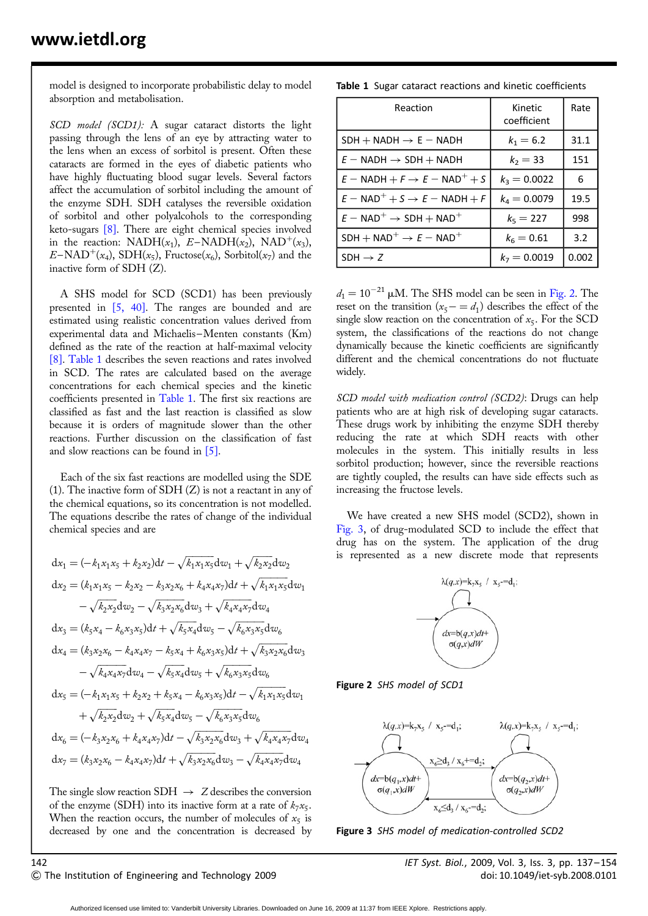model is designed to incorporate probabilistic delay to model absorption and metabolisation.

*SCD model (SCD1):* A sugar cataract distorts the light passing through the lens of an eye by attracting water to the lens when an excess of sorbitol is present. Often these cataracts are formed in the eyes of diabetic patients who have highly fluctuating blood sugar levels. Several factors affect the accumulation of sorbitol including the amount of the enzyme SDH. SDH catalyses the reversible oxidation of sorbitol and other polyalcohols to the corresponding keto-sugars [8]. There are eight chemical species involved in the reaction: NADH($x_1$), $E$–NADH($x_2$), $NAD^+$($x_3$), $E$–$NAD^+$($x_4$), SDH($x_5$), Fructose($x_6$), Sorbitol($x_7$) and the inactive form of SDH (Z).

A SHS model for SCD (SCD1) has been previously presented in [5, 40]. The ranges are bounded and are estimated using realistic concentration values derived from experimental data and Michaelis–Menten constants (Km) defined as the rate of the reaction at half-maximal velocity [8]. Table 1 describes the seven reactions and rates involved in SCD. The rates are calculated based on the average concentrations for each chemical species and the kinetic coefficients presented in Table 1. The first six reactions are classified as fast and the last reaction is classified as slow because it is orders of magnitude slower than the other reactions. Further discussion on the classification of fast and slow reactions can be found in [5].

Each of the six fast reactions are modelled using the SDE (1). The inactive form of SDH (Z) is not a reactant in any of the chemical equations, so its concentration is not modelled. The equations describe the rates of change of the individual chemical species and are

$$
\begin{aligned}
\mathrm{d}x_1 &= (-k_1x_1x_5 + k_2x_2)\mathrm{d}t - \sqrt{k_1x_1x_5}\mathrm{d}w_1 + \sqrt{k_2x_2}\mathrm{d}w_2 \\
\mathrm{d}x_2 &= (k_1x_1x_5 - k_2x_2 - k_3x_2x_6 + k_4x_4x_7)\mathrm{d}t + \sqrt{k_1x_1x_5}\mathrm{d}w_1 \\
&\quad - \sqrt{k_2x_2}\mathrm{d}w_2 - \sqrt{k_3x_2x_6}\mathrm{d}w_3 + \sqrt{k_4x_4x_7}\mathrm{d}w_4 \\
\mathrm{d}x_3 &= (k_5x_4 - k_6x_3x_5)\mathrm{d}t + \sqrt{k_5x_4}\mathrm{d}w_5 - \sqrt{k_6x_3x_5}\mathrm{d}w_6 \\
\mathrm{d}x_4 &= (k_3x_2x_6 - k_4x_4x_7 - k_5x_4 + k_6x_3x_5)\mathrm{d}t + \sqrt{k_3x_2x_6}\mathrm{d}w_3 \\
&\quad - \sqrt{k_4x_4x_7}\mathrm{d}w_4 - \sqrt{k_5x_4}\mathrm{d}w_5 + \sqrt{k_6x_3x_5}\mathrm{d}w_6 \\
\mathrm{d}x_5 &= (-k_1x_1x_5 + k_2x_2 + k_5x_4 - k_6x_3x_5)\mathrm{d}t - \sqrt{k_1x_1x_5}\mathrm{d}w_1 \\
&\quad + \sqrt{k_2x_2}\mathrm{d}w_2 + \sqrt{k_5x_4}\mathrm{d}w_5 - \sqrt{k_6x_3x_5}\mathrm{d}w_6 \\
\mathrm{d}x_6 &= (-k_3x_2x_6 + k_4x_4x_7)\mathrm{d}t - \sqrt{k_3x_2x_6}\mathrm{d}w_3 + \sqrt{k_4x_4x_7}\mathrm{d}w_4 \\
\mathrm{d}x_7 &= (k_3x_2x_6 - k_4x_4x_7)\mathrm{d}t + \sqrt{k_3x_2x_6}\mathrm{d}w_3 - \sqrt{k_4x_4x_7}\mathrm{d}w_4
\end{aligned}
$$

The single slow reaction SDH $\rightarrow$ $Z$ describes the conversion of the enzyme (SDH) into its inactive form at a rate of $k_7x_5$. When the reaction occurs, the number of molecules of $x_5$ is decreased by one and the concentration is decreased by $d_1 = 10^{-21}$ μM. The SHS model can be seen in Fig. 2. The reset on the transition ($x_5 -= d_1$) describes the effect of the single slow reaction on the concentration of $x_5$. For the SCD system, the classifications of the reactions do not change dynamically because the kinetic coefficients are significantly different and the chemical concentrations do not fluctuate widely.

**Table 1** Sugar cataract reactions and kinetic coefficients

| Reaction | Kinetic coefficient | Rate |
|---|---|---|
| SDH + NADH → E − NADH | $k_1 = 6.2$ | 31.1 |
| $E$ − NADH → SDH + NADH | $k_2 = 33$ | 151 |
| $E$ − NADH + $F$ → $E$ − $NAD^+$ + $S$ | $k_3 = 0.0022$ | 6 |
| $E$ − $NAD^+$ + $S$ → $E$ − NADH + $F$ | $k_4 = 0.0079$ | 19.5 |
| $E$ − $NAD^+$ → SDH + $NAD^+$ | $k_5 = 227$ | 998 |
| SDH + $NAD^+$ → $E$ − $NAD^+$ | $k_6 = 0.61$ | 3.2 |
| SDH → $Z$ | $k_7 = 0.0019$ | 0.002 |

$\lambda(q,x)=k_7x_5$ / $x_5 -= d_1$;

$dx=b(q,x)dt+\sigma(q,x)dW$

**Figure 2** *SHS model of SCD1*

*SCD model with medication control (SCD2)*: Drugs can help patients who are at high risk of developing sugar cataracts. These drugs work by inhibiting the enzyme SDH thereby reducing the rate at which SDH reacts with other molecules in the system. This initially results in less sorbitol production; however, since the reversible reactions are tightly coupled, the results can have side effects such as increasing the fructose levels.

We have created a new SHS model (SCD2), shown in Fig. 3, of drug-modulated SCD to include the effect that drug has on the system. The application of the drug is represented as a new discrete mode that represents

$\lambda(q,x)=k_7x_5$ / $x_5 -= d_1$; $\quad$ $\lambda(q,x)=k_7x_5$ / $x_5 -= d_1$;

$x_6 \geq d_3$ / $x_6 += d_2$;

$dx=b(q_1,x)dt+\sigma(q_1,x)dW$ $\quad$ $dx=b(q_2,x)dt+\sigma(q_2,x)dW$

$x_6 \leq d_3$ / $x_6 -= d_2$;

**Figure 3** *SHS model of medication-controlled SCD2*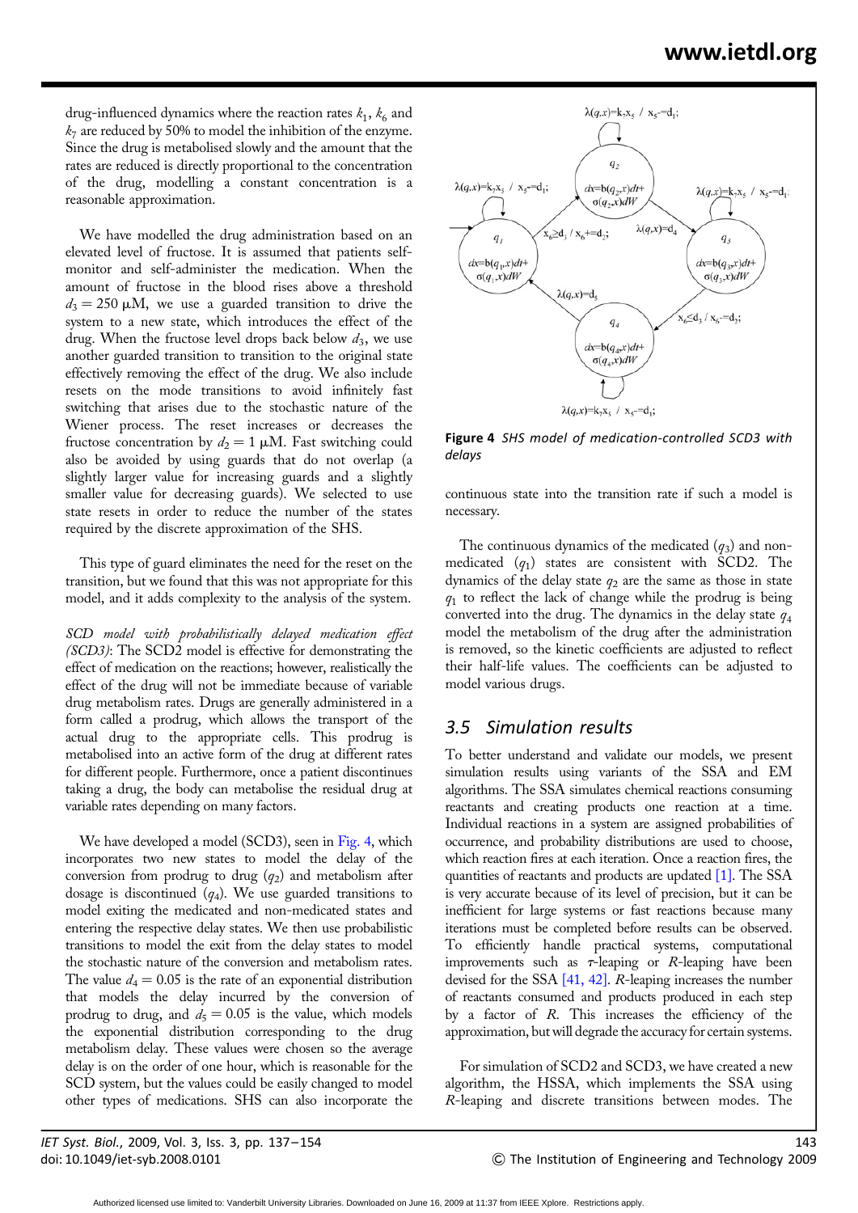drug-influenced dynamics where the reaction rates $k_1$, $k_6$ and $k_7$ are reduced by 50% to model the inhibition of the enzyme. Since the drug is metabolised slowly and the amount that the rates are reduced is directly proportional to the concentration of the drug, modelling a constant concentration is a reasonable approximation.

We have modelled the drug administration based on an elevated level of fructose. It is assumed that patients self-monitor and self-administer the medication. When the amount of fructose in the blood rises above a threshold $d_3 = 250\ \mu$M, we use a guarded transition to drive the system to a new state, which introduces the effect of the drug. When the fructose level drops back below $d_3$, we use another guarded transition to transition to the original state effectively removing the effect of the drug. We also include resets on the mode transitions to avoid infinitely fast switching that arises due to the stochastic nature of the Wiener process. The reset increases or decreases the fructose concentration by $d_2 = 1\ \mu$M. Fast switching could also be avoided by using guards that do not overlap (a slightly larger value for increasing guards and a slightly smaller value for decreasing guards). We selected to use state resets in order to reduce the number of the states required by the discrete approximation of the SHS.

This type of guard eliminates the need for the reset on the transition, but we found that this was not appropriate for this model, and it adds complexity to the analysis of the system.

*SCD model with probabilistically delayed medication effect (SCD3)*: The SCD2 model is effective for demonstrating the effect of medication on the reactions; however, realistically the effect of the drug will not be immediate because of variable drug metabolism rates. Drugs are generally administered in a form called a prodrug, which allows the transport of the actual drug to the appropriate cells. This prodrug is metabolised into an active form of the drug at different rates for different people. Furthermore, once a patient discontinues taking a drug, the body can metabolise the residual drug at variable rates depending on many factors.

We have developed a model (SCD3), seen in Fig. 4, which incorporates two new states to model the delay of the conversion from prodrug to drug ($q_2$) and metabolism after dosage is discontinued ($q_4$). We use guarded transitions to model exiting the medicated and non-medicated states and entering the respective delay states. We then use probabilistic transitions to model the exit from the delay states to model the stochastic nature of the conversion and metabolism rates. The value $d_4 = 0.05$ is the rate of an exponential distribution that models the delay incurred by the conversion of prodrug to drug, and $d_5 = 0.05$ is the value, which models the exponential distribution corresponding to the drug metabolism delay. These values were chosen so the average delay is on the order of one hour, which is reasonable for the SCD system, but the values could be easily changed to model other types of medications. SHS can also incorporate the continuous state into the transition rate if such a model is necessary.

**Figure 4** *SHS model of medication-controlled SCD3 with delays*

The continuous dynamics of the medicated ($q_3$) and non-medicated ($q_1$) states are consistent with SCD2. The dynamics of the delay state $q_2$ are the same as those in state $q_1$ to reflect the lack of change while the prodrug is being converted into the drug. The dynamics in the delay state $q_4$ model the metabolism of the drug after the administration is removed, so the kinetic coefficients are adjusted to reflect their half-life values. The coefficients can be adjusted to model various drugs.

## 3.5 Simulation results

To better understand and validate our models, we present simulation results using variants of the SSA and EM algorithms. The SSA simulates chemical reactions consuming reactants and creating products one reaction at a time. Individual reactions in a system are assigned probabilities of occurrence, and probability distributions are used to choose, which reaction fires at each iteration. Once a reaction fires, the quantities of reactants and products are updated [1]. The SSA is very accurate because of its level of precision, but it can be inefficient for large systems or fast reactions because many iterations must be completed before results can be observed. To efficiently handle practical systems, computational improvements such as $\tau$-leaping or $R$-leaping have been devised for the SSA [41, 42]. $R$-leaping increases the number of reactants consumed and products produced in each step by a factor of $R$. This increases the efficiency of the approximation, but will degrade the accuracy for certain systems.

For simulation of SCD2 and SCD3, we have created a new algorithm, the HSSA, which implements the SSA using $R$-leaping and discrete transitions between modes. The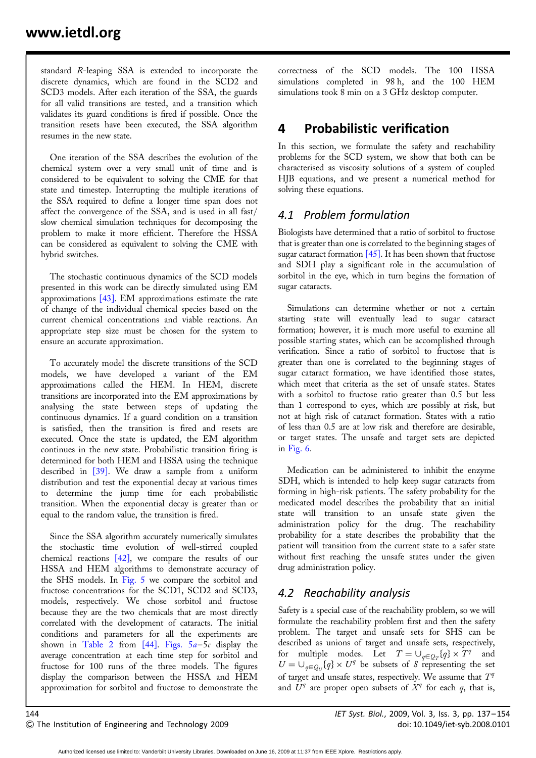standard $R$-leaping SSA is extended to incorporate the discrete dynamics, which are found in the SCD2 and SCD3 models. After each iteration of the SSA, the guards for all valid transitions are tested, and a transition which validates its guard conditions is fired if possible. Once the transition resets have been executed, the SSA algorithm resumes in the new state.

One iteration of the SSA describes the evolution of the chemical system over a very small unit of time and is considered to be equivalent to solving the CME for that state and timestep. Interrupting the multiple iterations of the SSA required to define a longer time span does not affect the convergence of the SSA, and is used in all fast/slow chemical simulation techniques for decomposing the problem to make it more efficient. Therefore the HSSA can be considered as equivalent to solving the CME with hybrid switches.

The stochastic continuous dynamics of the SCD models presented in this work can be directly simulated using EM approximations [43]. EM approximations estimate the rate of change of the individual chemical species based on the current chemical concentrations and viable reactions. An appropriate step size must be chosen for the system to ensure an accurate approximation.

To accurately model the discrete transitions of the SCD models, we have developed a variant of the EM approximations called the HEM. In HEM, discrete transitions are incorporated into the EM approximations by analysing the state between steps of updating the continuous dynamics. If a guard condition on a transition is satisfied, then the transition is fired and resets are executed. Once the state is updated, the EM algorithm continues in the new state. Probabilistic transition firing is determined for both HEM and HSSA using the technique described in [39]. We draw a sample from a uniform distribution and test the exponential decay at various times to determine the jump time for each probabilistic transition. When the exponential decay is greater than or equal to the random value, the transition is fired.

Since the SSA algorithm accurately numerically simulates the stochastic time evolution of well-stirred coupled chemical reactions [42], we compare the results of our HSSA and HEM algorithms to demonstrate accuracy of the SHS models. In Fig. 5 we compare the sorbitol and fructose concentrations for the SCD1, SCD2 and SCD3, models, respectively. We chose sorbitol and fructose because they are the two chemicals that are most directly correlated with the development of cataracts. The initial conditions and parameters for all the experiments are shown in Table 2 from [44]. Figs. 5*a*–5*c* display the average concentration at each time step for sorbitol and fructose for 100 runs of the three models. The figures display the comparison between the HSSA and HEM approximation for sorbitol and fructose to demonstrate the correctness of the SCD models. The 100 HSSA simulations completed in 98 h, and the 100 HEM simulations took 8 min on a 3 GHz desktop computer.

## 4 Probabilistic verification

In this section, we formulate the safety and reachability problems for the SCD system, we show that both can be characterised as viscosity solutions of a system of coupled HJB equations, and we present a numerical method for solving these equations.

### 4.1 Problem formulation

Biologists have determined that a ratio of sorbitol to fructose that is greater than one is correlated to the beginning stages of sugar cataract formation [45]. It has been shown that fructose and SDH play a significant role in the accumulation of sorbitol in the eye, which in turn begins the formation of sugar cataracts.

Simulations can determine whether or not a certain starting state will eventually lead to sugar cataract formation; however, it is much more useful to examine all possible starting states, which can be accomplished through verification. Since a ratio of sorbitol to fructose that is greater than one is correlated to the beginning stages of sugar cataract formation, we have identified those states, which meet that criteria as the set of unsafe states. States with a sorbitol to fructose ratio greater than 0.5 but less than 1 correspond to eyes, which are possibly at risk, but not at high risk of cataract formation. States with a ratio of less than 0.5 are at low risk and therefore are desirable, or target states. The unsafe and target sets are depicted in Fig. 6.

Medication can be administered to inhibit the enzyme SDH, which is intended to help keep sugar cataracts from forming in high-risk patients. The safety probability for the medicated model describes the probability that an initial state will transition to an unsafe state given the administration policy for the drug. The reachability probability for a state describes the probability that the patient will transition from the current state to a safer state without first reaching the unsafe states under the given drug administration policy.

### 4.2 Reachability analysis

Safety is a special case of the reachability problem, so we will formulate the reachability problem first and then the safety problem. The target and unsafe sets for SHS can be described as unions of target and unsafe sets, respectively, for multiple modes. Let $T = \cup_{q \in Q_T}\{q\} \times T^q$ and $U = \cup_{q \in Q_U}\{q\} \times U^q$ be subsets of $S$ representing the set of target and unsafe states, respectively. We assume that $T^q$ and $U^q$ are proper open subsets of $X^q$ for each $q$, that is,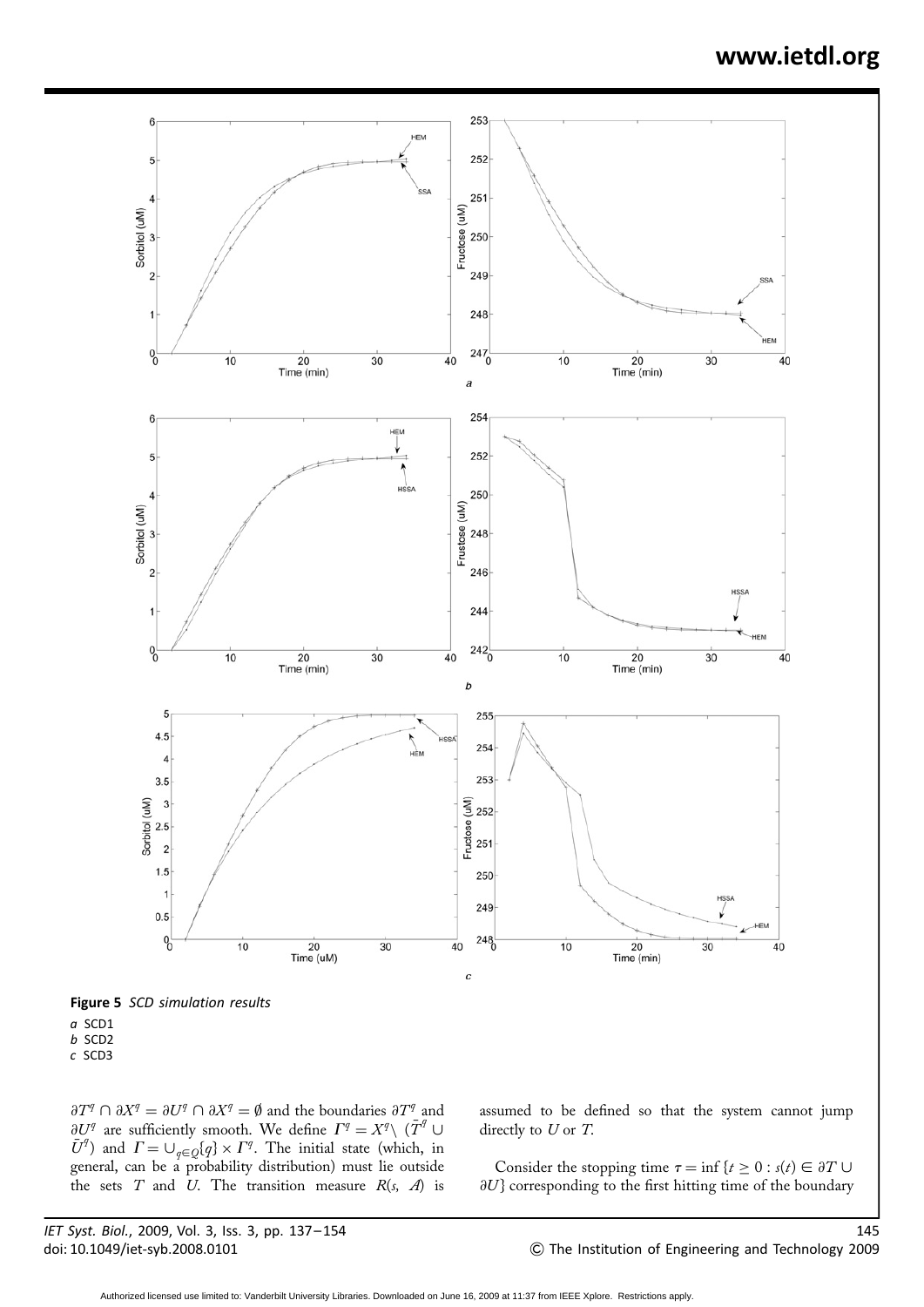**Figure 5** *SCD simulation results*

*a* SCD1
*b* SCD2
*c* SCD3

$\partial T^q \cap \partial X^q = \partial U^q \cap \partial X^q = \emptyset$ and the boundaries $\partial T^q$ and $\partial U^q$ are sufficiently smooth. We define $\Gamma^q = X^q \setminus (\bar{T}^q \cup \bar{U}^q)$ and $\Gamma = \cup_{q \in Q}\{q\} \times \Gamma^q$. The initial state (which, in general, can be a probability distribution) must lie outside the sets $T$ and $U$. The transition measure $R(s, A)$ is assumed to be defined so that the system cannot jump directly to $U$ or $T$.

Consider the stopping time $\tau = \inf\{t \geq 0 : s(t) \in \partial T \cup \partial U\}$ corresponding to the first hitting time of the boundary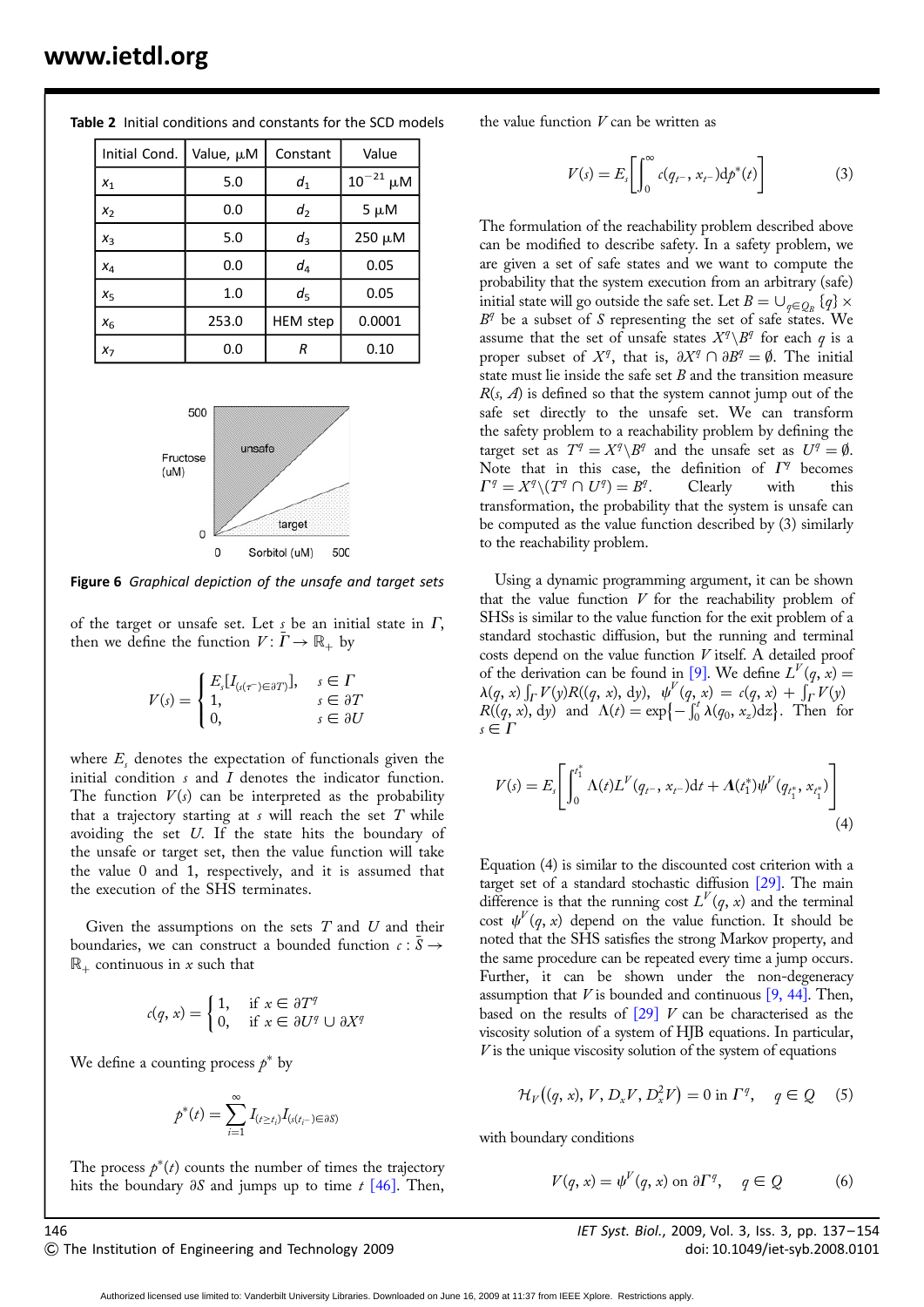**Table 2** Initial conditions and constants for the SCD models

| Initial Cond. | Value, μM | Constant | Value |
|---|---|---|---|
| $x_1$ | 5.0 | $d_1$ | $10^{-21}$ μM |
| $x_2$ | 0.0 | $d_2$ | 5 μM |
| $x_3$ | 5.0 | $d_3$ | 250 μM |
| $x_4$ | 0.0 | $d_4$ | 0.05 |
| $x_5$ | 1.0 | $d_5$ | 0.05 |
| $x_6$ | 253.0 | HEM step | 0.0001 |
| $x_7$ | 0.0 | $R$ | 0.10 |

**Figure 6** *Graphical depiction of the unsafe and target sets*

of the target or unsafe set. Let $s$ be an initial state in $\Gamma$, then we define the function $V: \bar{\Gamma} \to \mathbb{R}_+$ by

$$V(s) = \begin{cases} E_s[I_{(s(\tau^-) \in \partial T)}], & s \in \Gamma \\ 1, & s \in \partial T \\ 0, & s \in \partial U \end{cases}$$

where $E_s$ denotes the expectation of functionals given the initial condition $s$ and $I$ denotes the indicator function. The function $V(s)$ can be interpreted as the probability that a trajectory starting at $s$ will reach the set $T$ while avoiding the set $U$. If the state hits the boundary of the unsafe or target set, then the value function will take the value 0 and 1, respectively, and it is assumed that the execution of the SHS terminates.

Given the assumptions on the sets $T$ and $U$ and their boundaries, we can construct a bounded function $c : \bar{S} \to \mathbb{R}_+$ continuous in $x$ such that

$$c(q, x) = \begin{cases} 1, & \text{if } x \in \partial T^q \\ 0, & \text{if } x \in \partial U^q \cup \partial X^q \end{cases}$$

We define a counting process $p^*$ by

$$p^*(t) = \sum_{i=1}^{\infty} I_{(t \geq t_i)} I_{(s(t_i^-) \in \partial S)}$$

The process $p^*(t)$ counts the number of times the trajectory hits the boundary $\partial S$ and jumps up to time $t$ [46]. Then, the value function $V$ can be written as

$$V(s) = E_s\left[\int_0^{\infty} c(q_{t^-}, x_{t^-}) \mathrm{d}p^*(t)\right] \tag{3}$$

The formulation of the reachability problem described above can be modified to describe safety. In a safety problem, we are given a set of safe states and we want to compute the probability that the system execution from an arbitrary (safe) initial state will go outside the safe set. Let $B = \cup_{q \in Q_B} \{q\} \times B^q$ be a subset of $S$ representing the set of safe states. We assume that the set of unsafe states $X^q \backslash B^q$ for each $q$ is a proper subset of $X^q$, that is, $\partial X^q \cap \partial B^q = \emptyset$. The initial state must lie inside the safe set $B$ and the transition measure $R(s, A)$ is defined so that the system cannot jump out of the safe set directly to the unsafe set. We can transform the safety problem to a reachability problem by defining the target set as $T^q = X^q \backslash B^q$ and the unsafe set as $U^q = \emptyset$. Note that in this case, the definition of $\Gamma^q$ becomes $\Gamma^q = X^q \backslash (T^q \cap U^q) = B^q$. Clearly with this transformation, the probability that the system is unsafe can be computed as the value function described by (3) similarly to the reachability problem.

Using a dynamic programming argument, it can be shown that the value function $V$ for the reachability problem of SHSs is similar to the value function for the exit problem of a standard stochastic diffusion, but the running and terminal costs depend on the value function $V$ itself. A detailed proof of the derivation can be found in [9]. We define $L^V(q, x) = \lambda(q, x) \int_{\Gamma} V(y) R((q, x), \mathrm{d}y)$, $\psi^V(q, x) = c(q, x) + \int_{\Gamma} V(y) R((q, x), \mathrm{d}y)$ and $\Lambda(t) = \exp\{-\int_0^t \lambda(q_0, x_z) \mathrm{d}z\}$. Then for $s \in \Gamma$

$$V(s) = E_s\left[\int_0^{t_1^*} \Lambda(t) L^V(q_{t^-}, x_{t^-}) \mathrm{d}t + \Lambda(t_1^*) \psi^V(q_{t_1^*}, x_{t_1^*})\right] \tag{4}$$

Equation (4) is similar to the discounted cost criterion with a target set of a standard stochastic diffusion [29]. The main difference is that the running cost $L^V(q, x)$ and the terminal cost $\psi^V(q, x)$ depend on the value function. It should be noted that the SHS satisfies the strong Markov property, and the same procedure can be repeated every time a jump occurs. Further, it can be shown under the non-degeneracy assumption that $V$ is bounded and continuous [9, 44]. Then, based on the results of [29] $V$ can be characterised as the viscosity solution of a system of HJB equations. In particular, $V$ is the unique viscosity solution of the system of equations

$$\mathcal{H}_V\big((q, x), V, D_x V, D_x^2 V\big) = 0 \text{ in } \Gamma^q, \quad q \in Q \tag{5}$$

with boundary conditions

$$V(q, x) = \psi^V(q, x) \text{ on } \partial\Gamma^q, \quad q \in Q \tag{6}$$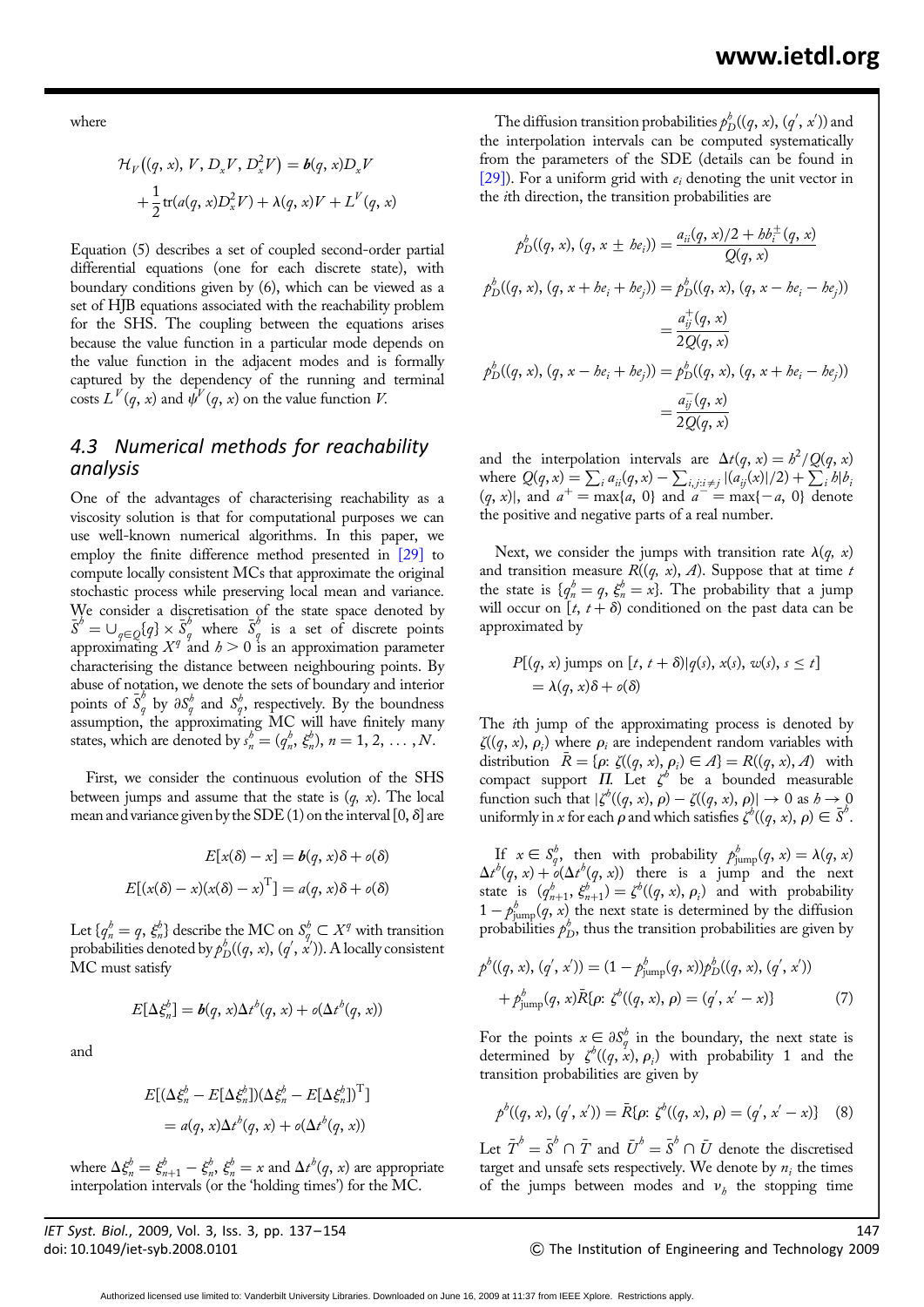where

$$\mathcal{H}_V\big((q,x), V, D_x V, D_x^2 V\big) = \boldsymbol{b}(q,x) D_x V + \frac{1}{2}\mathrm{tr}(a(q,x) D_x^2 V) + \lambda(q,x) V + L^V(q,x)$$

Equation (5) describes a set of coupled second-order partial differential equations (one for each discrete state), with boundary conditions given by (6), which can be viewed as a set of HJB equations associated with the reachability problem for the SHS. The coupling between the equations arises because the value function in a particular mode depends on the value function in the adjacent modes and is formally captured by the dependency of the running and terminal costs $L^V(q,x)$ and $\psi^V(q,x)$ on the value function $V$.

## 4.3 Numerical methods for reachability analysis

One of the advantages of characterising reachability as a viscosity solution is that for computational purposes we can use well-known numerical algorithms. In this paper, we employ the finite difference method presented in [29] to compute locally consistent MCs that approximate the original stochastic process while preserving local mean and variance. We consider a discretisation of the state space denoted by $\bar{S}^h = \cup_{q \in Q}\{q\} \times \bar{S}_q^h$ where $\bar{S}_q^h$ is a set of discrete points approximating $X^q$ and $h > 0$ is an approximation parameter characterising the distance between neighbouring points. By abuse of notation, we denote the sets of boundary and interior points of $\bar{S}_q^h$ by $\partial S_q^h$ and $S_q^h$, respectively. By the boundness assumption, the approximating MC will have finitely many states, which are denoted by $s_n^h = (q_n^h, \xi_n^h)$, $n = 1, 2, \ldots, N$.

First, we consider the continuous evolution of the SHS between jumps and assume that the state is $(q, x)$. The local mean and variance given by the SDE (1) on the interval $[0, \delta]$ are

$$E[x(\delta) - x] = \boldsymbol{b}(q,x)\delta + o(\delta)$$

$$E[(x(\delta) - x)(x(\delta) - x)^{\mathrm{T}}] = a(q,x)\delta + o(\delta)$$

Let $\{q_n^h = q, \xi_n^h\}$ describe the MC on $S_q^h \subset X^q$ with transition probabilities denoted by $p_D^h((q,x),(q',x'))$. A locally consistent MC must satisfy

$$E[\Delta\xi_n^h] = \boldsymbol{b}(q,x)\Delta t^h(q,x) + o(\Delta t^h(q,x))$$

and

$$E[(\Delta\xi_n^h - E[\Delta\xi_n^h])(\Delta\xi_n^h - E[\Delta\xi_n^h])^{\mathrm{T}}] = a(q,x)\Delta t^h(q,x) + o(\Delta t^h(q,x))$$

where $\Delta\xi_n^h = \xi_{n+1}^h - \xi_n^h$, $\xi_n^h = x$ and $\Delta t^h(q,x)$ are appropriate interpolation intervals (or the 'holding times') for the MC.

The diffusion transition probabilities $p_D^h((q,x),(q',x'))$ and the interpolation intervals can be computed systematically from the parameters of the SDE (details can be found in [29]). For a uniform grid with $e_i$ denoting the unit vector in the $i$th direction, the transition probabilities are

$$p_D^h((q,x),(q, x \pm he_i)) = \frac{a_{ii}(q,x)/2 + hb_i^{\pm}(q,x)}{Q(q,x)}$$

$$p_D^h((q,x),(q, x + he_i + he_j)) = p_D^h((q,x),(q, x - he_i - he_j)) = \frac{a_{ij}^{+}(q,x)}{2Q(q,x)}$$

$$p_D^h((q,x),(q, x - he_i + he_j)) = p_D^h((q,x),(q, x + he_i - he_j)) = \frac{a_{ij}^{-}(q,x)}{2Q(q,x)}$$

and the interpolation intervals are $\Delta t(q,x) = h^2/Q(q,x)$ where $Q(q,x) = \sum_i a_{ii}(q,x) - \sum_{i,j:i\neq j}|(a_{ij}(x)|/2) + \sum_i h|b_i(q,x)|$, and $a^+ = \max\{a, 0\}$ and $a^- = \max\{-a, 0\}$ denote the positive and negative parts of a real number.

Next, we consider the jumps with transition rate $\lambda(q,x)$ and transition measure $R((q,x),A)$. Suppose that at time $t$ the state is $\{q_n^h = q, \xi_n^h = x\}$. The probability that a jump will occur on $[t, t+\delta)$ conditioned on the past data can be approximated by

$$P[(q,x) \text{ jumps on } [t, t+\delta) | q(s), x(s), w(s), s \leq t] = \lambda(q,x)\delta + o(\delta)$$

The $i$th jump of the approximating process is denoted by $\zeta((q,x),\rho_i)$ where $\rho_i$ are independent random variables with distribution $\bar{R} = \{\rho: \zeta((q,x),\rho_i) \in A\} = R((q,x),A)$ with compact support $\Pi$. Let $\zeta^h$ be a bounded measurable function such that $|\zeta^h((q,x),\rho) - \zeta((q,x),\rho)| \to 0$ as $h \to 0$ uniformly in $x$ for each $\rho$ and which satisfies $\zeta^h((q,x),\rho) \in \bar{S}^h$.

If $x \in S_q^h$, then with probability $p_{\text{jump}}^h(q,x) = \lambda(q,x)\Delta t^h(q,x) + o(\Delta t^h(q,x))$ there is a jump and the next state is $(q_{n+1}^h, \xi_{n+1}^h) = \zeta^h((q,x),\rho_i)$ and with probability $1 - p_{\text{jump}}^h(q,x)$ the next state is determined by the diffusion transition probabilities $p_D^h$, thus the transition probabilities are given by

$$p^h((q,x),(q',x')) = (1 - p_{\text{jump}}^h(q,x))p_D^h((q,x),(q',x')) + p_{\text{jump}}^h(q,x)\bar{R}\{\rho: \zeta^h((q,x),\rho) = (q', x' - x)\} \tag{7}$$

For the points $x \in \partial S_q^h$ in the boundary, the next state is determined by $\zeta^h((q,x),\rho_i)$ with probability 1 and the transition probabilities are given by

$$p^h((q,x),(q',x')) = \bar{R}\{\rho: \zeta^h((q,x),\rho) = (q', x' - x)\} \tag{8}$$

Let $\bar{T}^h = \bar{S}^h \cap \bar{T}$ and $\bar{U}^h = \bar{S}^h \cap \bar{U}$ denote the discretised target and unsafe sets respectively. We denote by $n_i$ the times of the jumps between modes and $\nu_h$ the stopping time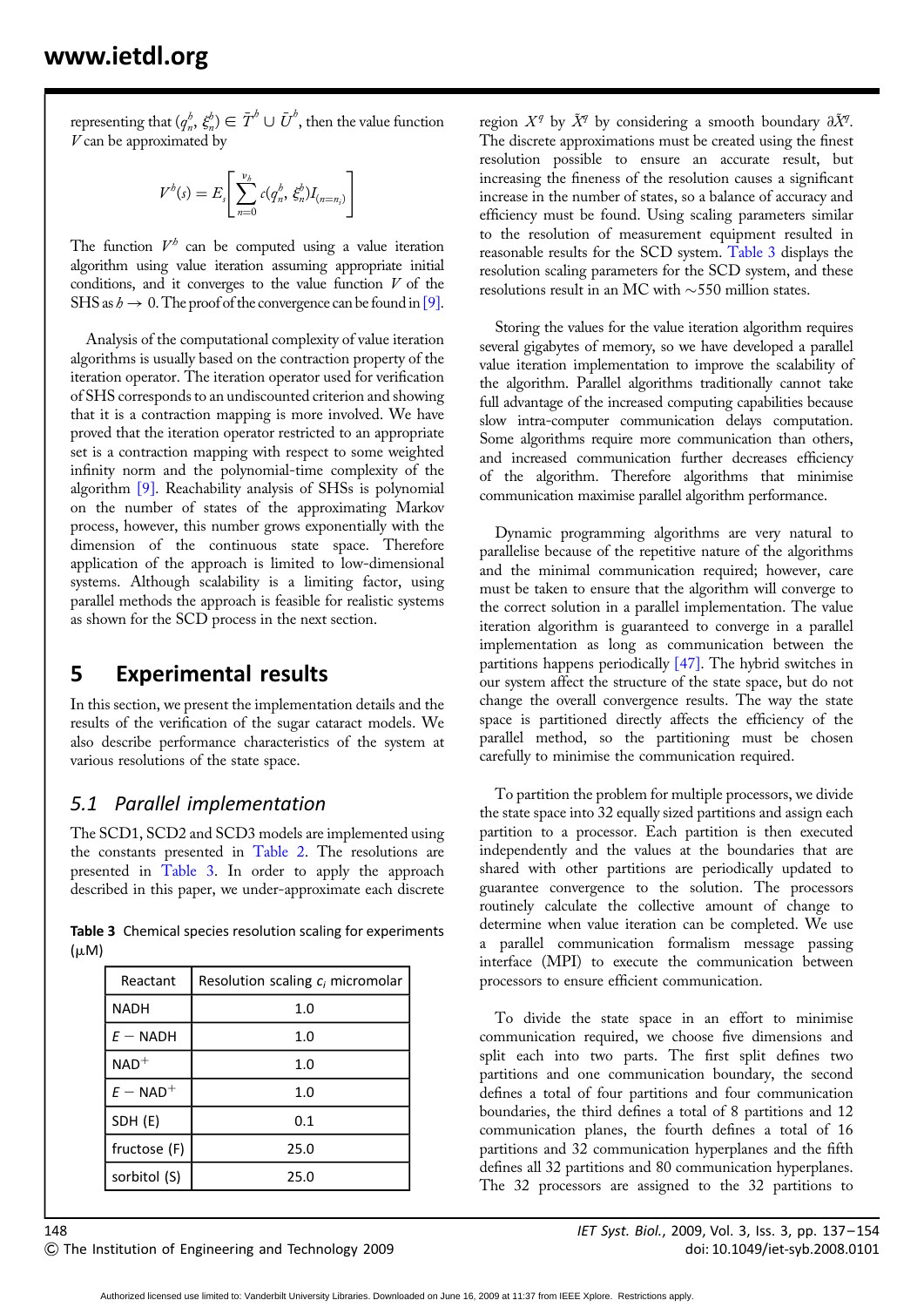representing that $(q_n^h, \xi_n^h) \in \bar{T}^h \cup \bar{U}^h$, then the value function $V$ can be approximated by

$$V^h(s) = E_s\left[\sum_{n=0}^{\nu_h} c(q_n^h, \xi_n^h) I_{(n=n_i)}\right]$$

The function $V^h$ can be computed using a value iteration algorithm using value iteration assuming appropriate initial conditions, and it converges to the value function $V$ of the SHS as $h \to 0$. The proof of the convergence can be found in [9].

Analysis of the computational complexity of value iteration algorithms is usually based on the contraction property of the iteration operator. The iteration operator used for verification of SHS corresponds to an undiscounted criterion and showing that it is a contraction mapping is more involved. We have proved that the iteration operator restricted to an appropriate set is a contraction mapping with respect to some weighted infinity norm and the polynomial-time complexity of the algorithm [9]. Reachability analysis of SHSs is polynomial on the number of states of the approximating Markov process, however, this number grows exponentially with the dimension of the continuous state space. Therefore application of the approach is limited to low-dimensional systems. Although scalability is a limiting factor, using parallel methods the approach is feasible for realistic systems as shown for the SCD process in the next section.

## 5 Experimental results

In this section, we present the implementation details and the results of the verification of the sugar cataract models. We also describe performance characteristics of the system at various resolutions of the state space.

### 5.1 Parallel implementation

The SCD1, SCD2 and SCD3 models are implemented using the constants presented in Table 2. The resolutions are presented in Table 3. In order to apply the approach described in this paper, we under-approximate each discrete region $X^q$ by $\bar{X}^q$ by considering a smooth boundary $\partial\bar{X}^q$. The discrete approximations must be created using the finest resolution possible to ensure an accurate result, but increasing the fineness of the resolution causes a significant increase in the number of states, so a balance of accuracy and efficiency must be found. Using scaling parameters similar to the resolution of measurement equipment resulted in reasonable results for the SCD system. Table 3 displays the resolution scaling parameters for the SCD system, and these resolutions result in an MC with ~550 million states.

**Table 3** Chemical species resolution scaling for experiments (μM)

| Reactant | Resolution scaling $c_i$ micromolar |
|---|---|
| NADH | 1.0 |
| $E-$NADH | 1.0 |
| $NAD^+$ | 1.0 |
| $E-NAD^+$ | 1.0 |
| SDH (E) | 0.1 |
| fructose (F) | 25.0 |
| sorbitol (S) | 25.0 |

Storing the values for the value iteration algorithm requires several gigabytes of memory, so we have developed a parallel value iteration implementation to improve the scalability of the algorithm. Parallel algorithms traditionally cannot take full advantage of the increased computing capabilities because slow intra-computer communication delays computation. Some algorithms require more communication than others, and increased communication further decreases efficiency of the algorithm. Therefore algorithms that minimise communication maximise parallel algorithm performance.

Dynamic programming algorithms are very natural to parallelise because of the repetitive nature of the algorithms and the minimal communication required; however, care must be taken to ensure that the algorithm will converge to the correct solution in a parallel implementation. The value iteration algorithm is guaranteed to converge in a parallel implementation as long as communication between the partitions happens periodically [47]. The hybrid switches in our system affect the structure of the state space, but do not change the overall convergence results. The way the state space is partitioned directly affects the efficiency of the parallel method, so the partitioning must be chosen carefully to minimise the communication required.

To partition the problem for multiple processors, we divide the state space into 32 equally sized partitions and assign each partition to a processor. Each partition is then executed independently and the values at the boundaries that are shared with other partitions are periodically updated to guarantee convergence to the solution. The processors routinely calculate the collective amount of change to determine when value iteration can be completed. We use a parallel communication formalism message passing interface (MPI) to execute the communication between processors to ensure efficient communication.

To divide the state space in an effort to minimise communication required, we choose five dimensions and split each into two parts. The first split defines two partitions and one communication boundary, the second defines a total of four partitions and four communication boundaries, the third defines a total of 8 partitions and 12 communication planes, the fourth defines a total of 16 partitions and 32 communication hyperplanes and the fifth defines all 32 partitions and 80 communication hyperplanes. The 32 processors are assigned to the 32 partitions to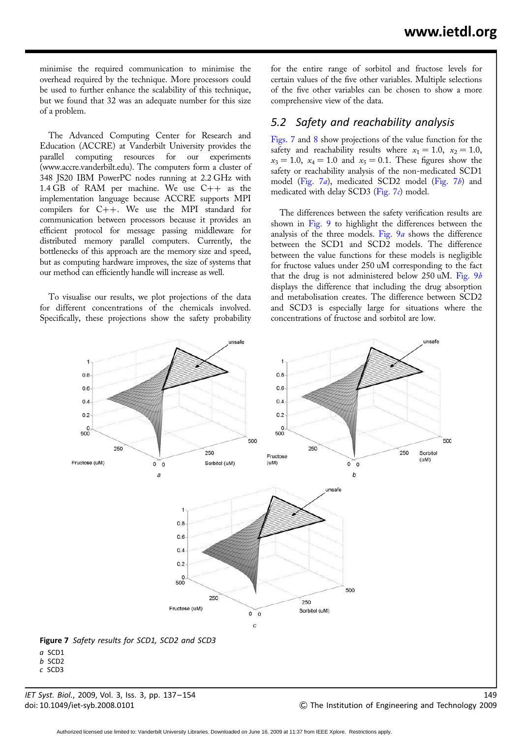minimise the required communication to minimise the overhead required by the technique. More processors could be used to further enhance the scalability of this technique, but we found that 32 was an adequate number for this size of a problem.

The Advanced Computing Center for Research and Education (ACCRE) at Vanderbilt University provides the parallel computing resources for our experiments (www.accre.vanderbilt.edu). The computers form a cluster of 348 JS20 IBM PowerPC nodes running at 2.2 GHz with 1.4 GB of RAM per machine. We use C++ as the implementation language because ACCRE supports MPI compilers for C++. We use the MPI standard for communication between processors because it provides an efficient protocol for message passing middleware for distributed memory parallel computers. Currently, the bottlenecks of this approach are the memory size and speed, but as computing hardware improves, the size of systems that our method can efficiently handle will increase as well.

To visualise our results, we plot projections of the data for different concentrations of the chemicals involved. Specifically, these projections show the safety probability for the entire range of sorbitol and fructose levels for certain values of the five other variables. Multiple selections of the five other variables can be chosen to show a more comprehensive view of the data.

## 5.2 Safety and reachability analysis

Figs. 7 and 8 show projections of the value function for the safety and reachability results where $x_1 = 1.0$, $x_2 = 1.0$, $x_3 = 1.0$, $x_4 = 1.0$ and $x_5 = 0.1$. These figures show the safety or reachability analysis of the non-medicated SCD1 model (Fig. 7*a*), medicated SCD2 model (Fig. 7*b*) and medicated with delay SCD3 (Fig. 7*c*) model.

The differences between the safety verification results are shown in Fig. 9 to highlight the differences between the analysis of the three models. Fig. 9*a* shows the difference between the SCD1 and SCD2 models. The difference between the value functions for these models is negligible for fructose values under 250 uM corresponding to the fact that the drug is not administered below 250 uM. Fig. 9*b* displays the difference that including the drug absorption and metabolisation creates. The difference between SCD2 and SCD3 is especially large for situations where the concentrations of fructose and sorbitol are low.

**Figure 7** *Safety results for SCD1, SCD2 and SCD3*

*a* SCD1
*b* SCD2
*c* SCD3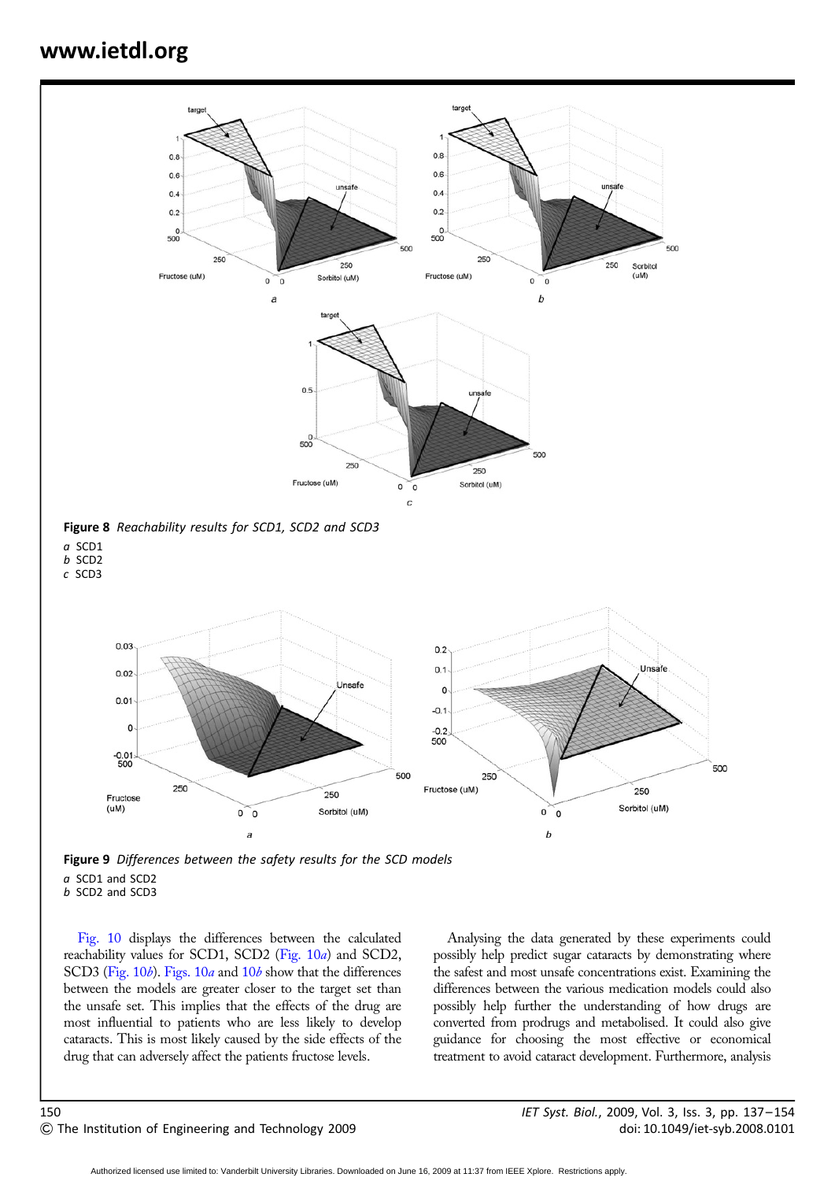**Figure 8** *Reachability results for SCD1, SCD2 and SCD3*

*a* SCD1
*b* SCD2
*c* SCD3

**Figure 9** *Differences between the safety results for the SCD models*

*a* SCD1 and SCD2
*b* SCD2 and SCD3

Fig. 10 displays the differences between the calculated reachability values for SCD1, SCD2 (Fig. 10*a*) and SCD2, SCD3 (Fig. 10*b*). Figs. 10*a* and 10*b* show that the differences between the models are greater closer to the target set than the unsafe set. This implies that the effects of the drug are most influential to patients who are less likely to develop cataracts. This is most likely caused by the side effects of the drug that can adversely affect the patients fructose levels.

Analysing the data generated by these experiments could possibly help predict sugar cataracts by demonstrating where the safest and most unsafe concentrations exist. Examining the differences between the various medication models could also possibly help further the understanding of how drugs are converted from prodrugs and metabolised. It could also give guidance for choosing the most effective or economical treatment to avoid cataract development. Furthermore, analysis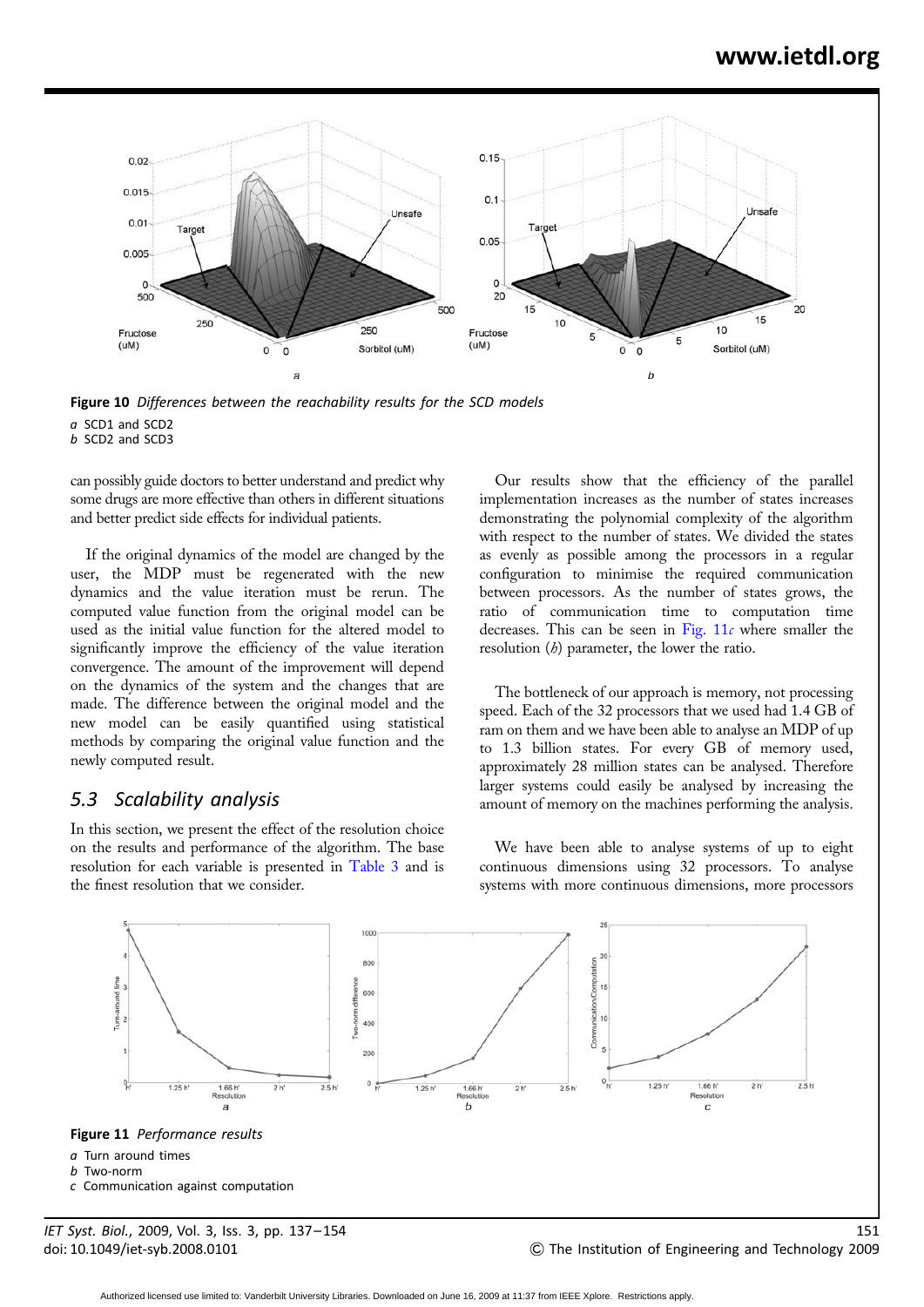Figure 10 *Differences between the reachability results for the SCD models*

*a* SCD1 and SCD2
*b* SCD2 and SCD3

can possibly guide doctors to better understand and predict why some drugs are more effective than others in different situations and better predict side effects for individual patients.

If the original dynamics of the model are changed by the user, the MDP must be regenerated with the new dynamics and the value iteration must be rerun. The computed value function from the original model can be used as the initial value function for the altered model to significantly improve the efficiency of the value iteration convergence. The amount of the improvement will depend on the dynamics of the system and the changes that are made. The difference between the original model and the new model can be easily quantified using statistical methods by comparing the original value function and the newly computed result.

### 5.3 Scalability analysis

In this section, we present the effect of the resolution choice on the results and performance of the algorithm. The base resolution for each variable is presented in Table 3 and is the finest resolution that we consider.

Our results show that the efficiency of the parallel implementation increases as the number of states increases demonstrating the polynomial complexity of the algorithm with respect to the number of states. We divided the states as evenly as possible among the processors in a regular configuration to minimise the required communication between processors. As the number of states grows, the ratio of communication time to computation time decreases. This can be seen in Fig. 11*c* where smaller the resolution ($h$) parameter, the lower the ratio.

The bottleneck of our approach is memory, not processing speed. Each of the 32 processors that we used had 1.4 GB of ram on them and we have been able to analyse an MDP of up to 1.3 billion states. For every GB of memory used, approximately 28 million states can be analysed. Therefore larger systems could easily be analysed by increasing the amount of memory on the machines performing the analysis.

We have been able to analyse systems of up to eight continuous dimensions using 32 processors. To analyse systems with more continuous dimensions, more processors

Figure 11 *Performance results*

*a* Turn around times
*b* Two-norm
*c* Communication against computation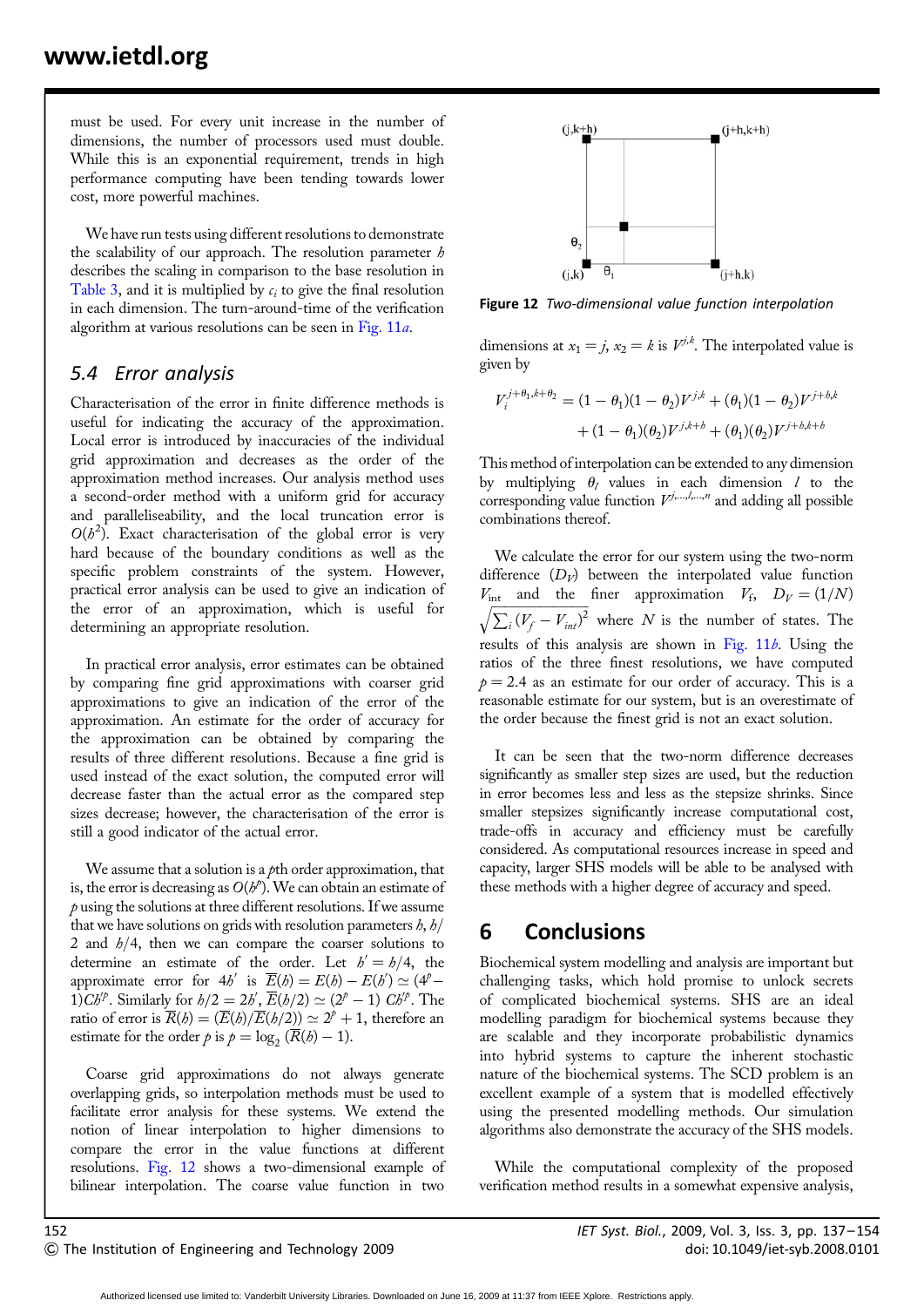must be used. For every unit increase in the number of dimensions, the number of processors used must double. While this is an exponential requirement, trends in high performance computing have been tending towards lower cost, more powerful machines.

We have run tests using different resolutions to demonstrate the scalability of our approach. The resolution parameter $h$ describes the scaling in comparison to the base resolution in Table 3, and it is multiplied by $c_i$ to give the final resolution in each dimension. The turn-around-time of the verification algorithm at various resolutions can be seen in Fig. 11*a*.

## 5.4 Error analysis

Characterisation of the error in finite difference methods is useful for indicating the accuracy of the approximation. Local error is introduced by inaccuracies of the individual grid approximation and decreases as the order of the approximation method increases. Our analysis method uses a second-order method with a uniform grid for accuracy and parallelliseability, and the local truncation error is $O(h^2)$. Exact characterisation of the global error is very hard because of the boundary conditions as well as the specific problem constraints of the system. However, practical error analysis can be used to give an indication of the error of an approximation, which is useful for determining an appropriate resolution.

In practical error analysis, error estimates can be obtained by comparing fine grid approximations with coarser grid approximations to give an indication of the error of the approximation. An estimate for the order of accuracy for the approximation can be obtained by comparing the results of three different resolutions. Because a fine grid is used instead of the exact solution, the computed error will decrease faster than the actual error as the compared step sizes decrease; however, the characterisation of the error is still a good indicator of the actual error.

We assume that a solution is a $p$th order approximation, that is, the error is decreasing as $O(h^p)$. We can obtain an estimate of $p$ using the solutions at three different resolutions. If we assume that we have solutions on grids with resolution parameters $h$, $h/2$ and $h/4$, then we can compare the coarser solutions to determine an estimate of the order. Let $h' = h/4$, the approximate error for $4h'$ is $\overline{E}(h) = E(h) - E(h') \simeq (4^p - 1)Ch'^p$. Similarly for $h/2 = 2h'$, $\overline{E}(h/2) \simeq (2^p - 1)\,Ch'^p$. The ratio of error is $\overline{R}(h) = (\overline{E}(h)/\overline{E}(h/2)) \simeq 2^p + 1$, therefore an estimate for the order $p$ is $p = \log_2(\overline{R}(h) - 1)$.

Coarse grid approximations do not always generate overlapping grids, so interpolation methods must be used to facilitate error analysis for these systems. We extend the notion of linear interpolation to higher dimensions to compare the error in the value functions at different resolutions. Fig. 12 shows a two-dimensional example of bilinear interpolation. The coarse value function in two dimensions at $x_1 = j$, $x_2 = k$ is $V^{j,k}$. The interpolated value is given by

$$V_i^{j+\theta_1,k+\theta_2} = (1-\theta_1)(1-\theta_2)V^{j,k} + (\theta_1)(1-\theta_2)V^{j+h,k} + (1-\theta_1)(\theta_2)V^{j,k+h} + (\theta_1)(\theta_2)V^{j+h,k+h}$$

**Figure 12** *Two-dimensional value function interpolation*

This method of interpolation can be extended to any dimension by multiplying $\theta_l$ values in each dimension $l$ to the corresponding value function $V^{j,\ldots,l,\ldots,n}$ and adding all possible combinations thereof.

We calculate the error for our system using the two-norm difference ($D_V$) between the interpolated value function $V_{\text{int}}$ and the finer approximation $V_f$, $D_V = (1/N)\sqrt{\sum_i (V_f - V_{int})^2}$ where $N$ is the number of states. The results of this analysis are shown in Fig. 11*b*. Using the ratios of the three finest resolutions, we have computed $p = 2.4$ as an estimate for our order of accuracy. This is a reasonable estimate for our system, but is an overestimate of the order because the finest grid is not an exact solution.

It can be seen that the two-norm difference decreases significantly as smaller step sizes are used, but the reduction in error becomes less and less as the stepsize shrinks. Since smaller stepsizes significantly increase computational cost, trade-offs in accuracy and efficiency must be carefully considered. As computational resources increase in speed and capacity, larger SHS models will be able to be analysed with these methods with a higher degree of accuracy and speed.

# 6 Conclusions

Biochemical system modelling and analysis are important but challenging tasks, which hold promise to unlock secrets of complicated biochemical systems. SHS are an ideal modelling paradigm for biochemical systems because they are scalable and they incorporate probabilistic dynamics into hybrid systems to capture the inherent stochastic nature of the biochemical systems. The SCD problem is an excellent example of a system that is modelled effectively using the presented modelling methods. Our simulation algorithms also demonstrate the accuracy of the SHS models.

While the computational complexity of the proposed verification method results in a somewhat expensive analysis,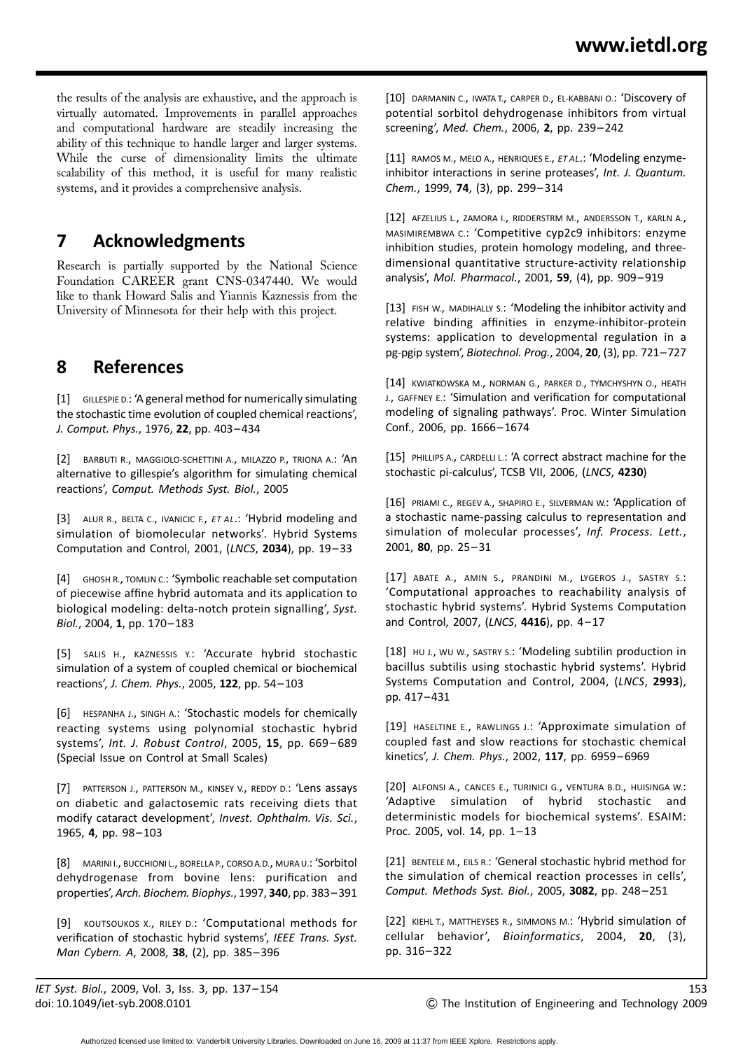the results of the analysis are exhaustive, and the approach is virtually automated. Improvements in parallel approaches and computational hardware are steadily increasing the ability of this technique to handle larger and larger systems. While the curse of dimensionality limits the ultimate scalability of this method, it is useful for many realistic systems, and it provides a comprehensive analysis.

## 7 Acknowledgments

Research is partially supported by the National Science Foundation CAREER grant CNS-0347440. We would like to thank Howard Salis and Yiannis Kaznessis from the University of Minnesota for their help with this project.

## 8 References

[1] GILLESPIE D.: 'A general method for numerically simulating the stochastic time evolution of coupled chemical reactions', *J. Comput. Phys.*, 1976, **22**, pp. 403–434

[2] BARBUTI R., MAGGIOLO-SCHETTINI A., MILAZZO P., TRIONA A.: 'An alternative to gillespie's algorithm for simulating chemical reactions', *Comput. Methods Syst. Biol.*, 2005

[3] ALUR R., BELTA C., IVANICIC F., *ET AL*.: 'Hybrid modeling and simulation of biomolecular networks'. Hybrid Systems Computation and Control, 2001, (*LNCS*, **2034**), pp. 19–33

[4] GHOSH R., TOMLIN C.: 'Symbolic reachable set computation of piecewise affine hybrid automata and its application to biological modeling: delta-notch protein signalling', *Syst. Biol.*, 2004, **1**, pp. 170–183

[5] SALIS H., KAZNESSIS Y.: 'Accurate hybrid stochastic simulation of a system of coupled chemical or biochemical reactions', *J. Chem. Phys.*, 2005, **122**, pp. 54–103

[6] HESPANHA J., SINGH A.: 'Stochastic models for chemically reacting systems using polynomial stochastic hybrid systems', *Int. J. Robust Control*, 2005, **15**, pp. 669–689 (Special Issue on Control at Small Scales)

[7] PATTERSON J., PATTERSON M., KINSEY V., REDDY D.: 'Lens assays on diabetic and galactosemic rats receiving diets that modify cataract development', *Invest. Ophthalm. Vis. Sci.*, 1965, **4**, pp. 98–103

[8] MARINI I., BUCCHIONI L., BORELLA P., CORSO A.D., MURA U.: 'Sorbitol dehydrogenase from bovine lens: purification and properties', *Arch. Biochem. Biophys.*, 1997, **340**, pp. 383–391

[9] KOUTSOUKOS X., RILEY D.: 'Computational methods for verification of stochastic hybrid systems', *IEEE Trans. Syst. Man Cybern. A*, 2008, **38**, (2), pp. 385–396

[10] DARMANIN C., IWATA T., CARPER D., EL-KABBANI O.: 'Discovery of potential sorbitol dehydrogenase inhibitors from virtual screening', *Med. Chem.*, 2006, **2**, pp. 239–242

[11] RAMOS M., MELO A., HENRIQUES E., *ET AL*.: 'Modeling enzyme-inhibitor interactions in serine proteases', *Int. J. Quantum. Chem.*, 1999, **74**, (3), pp. 299–314

[12] AFZELIUS L., ZAMORA I., RIDDERSTRM M., ANDERSSON T., KARLN A., MASIMIREMBWA C.: 'Competitive cyp2c9 inhibitors: enzyme inhibition studies, protein homology modeling, and three-dimensional quantitative structure-activity relationship analysis', *Mol. Pharmacol.*, 2001, **59**, (4), pp. 909–919

[13] FISH W., MADIHALLY S.: 'Modeling the inhibitor activity and relative binding affinities in enzyme-inhibitor-protein systems: application to developmental regulation in a pg-pgip system', *Biotechnol. Prog.*, 2004, **20**, (3), pp. 721–727

[14] KWIATKOWSKA M., NORMAN G., PARKER D., TYMCHYSHYN O., HEATH J., GAFFNEY E.: 'Simulation and verification for computational modeling of signaling pathways'. Proc. Winter Simulation Conf., 2006, pp. 1666–1674

[15] PHILLIPS A., CARDELLI L.: 'A correct abstract machine for the stochastic pi-calculus', TCSB VII, 2006, (*LNCS*, **4230**)

[16] PRIAMI C., REGEV A., SHAPIRO E., SILVERMAN W.: 'Application of a stochastic name-passing calculus to representation and simulation of molecular processes', *Inf. Process. Lett.*, 2001, **80**, pp. 25–31

[17] ABATE A., AMIN S., PRANDINI M., LYGEROS J., SASTRY S.: 'Computational approaches to reachability analysis of stochastic hybrid systems'. Hybrid Systems Computation and Control, 2007, (*LNCS*, **4416**), pp. 4–17

[18] HU J., WU W., SASTRY S.: 'Modeling subtilin production in bacillus subtilis using stochastic hybrid systems'. Hybrid Systems Computation and Control, 2004, (*LNCS*, **2993**), pp. 417–431

[19] HASELTINE E., RAWLINGS J.: 'Approximate simulation of coupled fast and slow reactions for stochastic chemical kinetics', *J. Chem. Phys.*, 2002, **117**, pp. 6959–6969

[20] ALFONSI A., CANCES E., TURINICI G., VENTURA B.D., HUISINGA W.: 'Adaptive simulation of hybrid stochastic and deterministic models for biochemical systems'. ESAIM: Proc. 2005, vol. 14, pp. 1–13

[21] BENTELE M., EILS R.: 'General stochastic hybrid method for the simulation of chemical reaction processes in cells', *Comput. Methods Syst. Biol.*, 2005, **3082**, pp. 248–251

[22] KIEHL T., MATTHEYSES R., SIMMONS M.: 'Hybrid simulation of cellular behavior', *Bioinformatics*, 2004, **20**, (3), pp. 316–322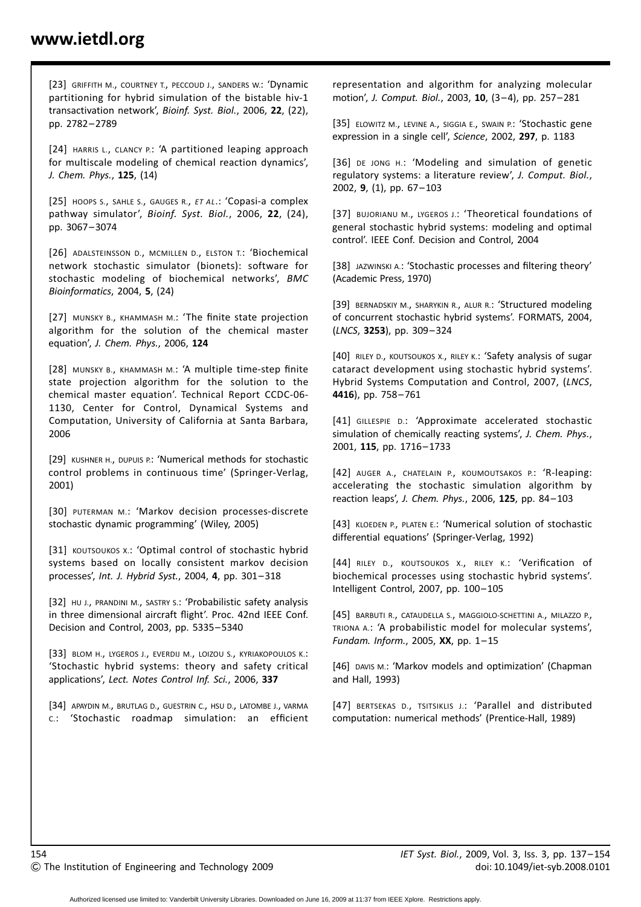[23] GRIFFITH M., COURTNEY T., PECCOUD J., SANDERS W.: 'Dynamic partitioning for hybrid simulation of the bistable hiv-1 transactivation network', *Bioinf. Syst. Biol.*, 2006, **22**, (22), pp. 2782–2789

[24] HARRIS L., CLANCY P.: 'A partitioned leaping approach for multiscale modeling of chemical reaction dynamics', *J. Chem. Phys.*, **125**, (14)

[25] HOOPS S., SAHLE S., GAUGES R., *ET AL.*: 'Copasi-a complex pathway simulator', *Bioinf. Syst. Biol.*, 2006, **22**, (24), pp. 3067–3074

[26] ADALSTEINSSON D., MCMILLEN D., ELSTON T.: 'Biochemical network stochastic simulator (bionets): software for stochastic modeling of biochemical networks', *BMC Bioinformatics*, 2004, **5**, (24)

[27] MUNSKY B., KHAMMASH M.: 'The finite state projection algorithm for the solution of the chemical master equation', *J. Chem. Phys.*, 2006, **124**

[28] MUNSKY B., KHAMMASH M.: 'A multiple time-step finite state projection algorithm for the solution to the chemical master equation'. Technical Report CCDC-06-1130, Center for Control, Dynamical Systems and Computation, University of California at Santa Barbara, 2006

[29] KUSHNER H., DUPUIS P.: 'Numerical methods for stochastic control problems in continuous time' (Springer-Verlag, 2001)

[30] PUTERMAN M.: 'Markov decision processes-discrete stochastic dynamic programming' (Wiley, 2005)

[31] KOUTSOUKOS X.: 'Optimal control of stochastic hybrid systems based on locally consistent markov decision processes', *Int. J. Hybrid Syst.*, 2004, **4**, pp. 301–318

[32] HU J., PRANDINI M., SASTRY S.: 'Probabilistic safety analysis in three dimensional aircraft flight'. Proc. 42nd IEEE Conf. Decision and Control, 2003, pp. 5335–5340

[33] BLOM H., LYGEROS J., EVERDIJ M., LOIZOU S., KYRIAKOPOULOS K.: 'Stochastic hybrid systems: theory and safety critical applications', *Lect. Notes Control Inf. Sci.*, 2006, **337**

[34] APAYDIN M., BRUTLAG D., GUESTRIN C., HSU D., LATOMBE J., VARMA C.: 'Stochastic roadmap simulation: an efficient representation and algorithm for analyzing molecular motion', *J. Comput. Biol.*, 2003, **10**, (3–4), pp. 257–281

[35] ELOWITZ M., LEVINE A., SIGGIA E., SWAIN P.: 'Stochastic gene expression in a single cell', *Science*, 2002, **297**, p. 1183

[36] DE JONG H.: 'Modeling and simulation of genetic regulatory systems: a literature review', *J. Comput. Biol.*, 2002, **9**, (1), pp. 67–103

[37] BUJORIANU M., LYGEROS J.: 'Theoretical foundations of general stochastic hybrid systems: modeling and optimal control'. IEEE Conf. Decision and Control, 2004

[38] JAZWINSKI A.: 'Stochastic processes and filtering theory' (Academic Press, 1970)

[39] BERNADSKIY M., SHARYKIN R., ALUR R.: 'Structured modeling of concurrent stochastic hybrid systems'. FORMATS, 2004, (*LNCS*, **3253**), pp. 309–324

[40] RILEY D., KOUTSOUKOS X., RILEY K.: 'Safety analysis of sugar cataract development using stochastic hybrid systems'. Hybrid Systems Computation and Control, 2007, (*LNCS*, **4416**), pp. 758–761

[41] GILLESPIE D.: 'Approximate accelerated stochastic simulation of chemically reacting systems', *J. Chem. Phys.*, 2001, **115**, pp. 1716–1733

[42] AUGER A., CHATELAIN P., KOUMOUTSAKOS P.: 'R-leaping: accelerating the stochastic simulation algorithm by reaction leaps', *J. Chem. Phys.*, 2006, **125**, pp. 84–103

[43] KLOEDEN P., PLATEN E.: 'Numerical solution of stochastic differential equations' (Springer-Verlag, 1992)

[44] RILEY D., KOUTSOUKOS X., RILEY K.: 'Verification of biochemical processes using stochastic hybrid systems'. Intelligent Control, 2007, pp. 100–105

[45] BARBUTI R., CATAUDELLA S., MAGGIOLO-SCHETTINI A., MILAZZO P., TRIONA A.: 'A probabilistic model for molecular systems', *Fundam. Inform.*, 2005, **XX**, pp. 1–15

[46] DAVIS M.: 'Markov models and optimization' (Chapman and Hall, 1993)

[47] BERTSEKAS D., TSITSIKLIS J.: 'Parallel and distributed computation: numerical methods' (Prentice-Hall, 1989)